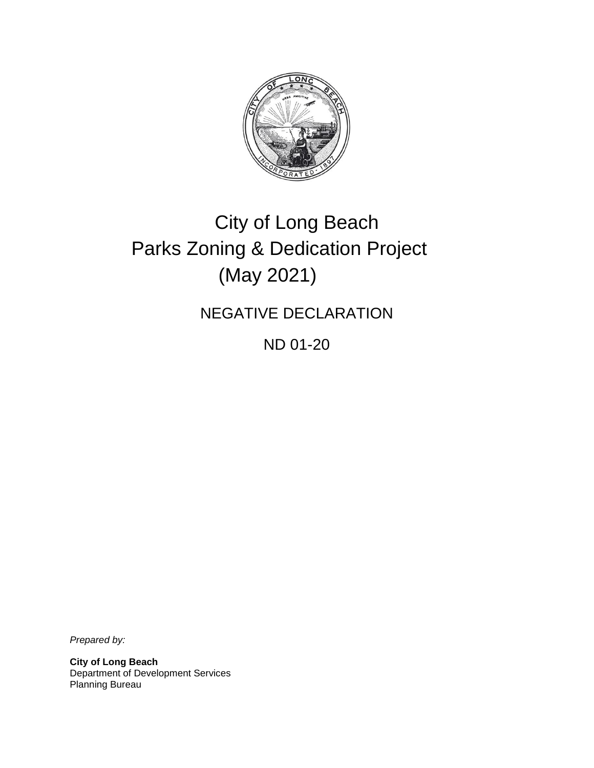# City of Long Beach
# Parks Zoning & Dedication Project
# (May 2021)

## NEGATIVE DECLARATION

## ND 01-20

*Prepared by:*

**City of Long Beach**
Department of Development Services
Planning Bureau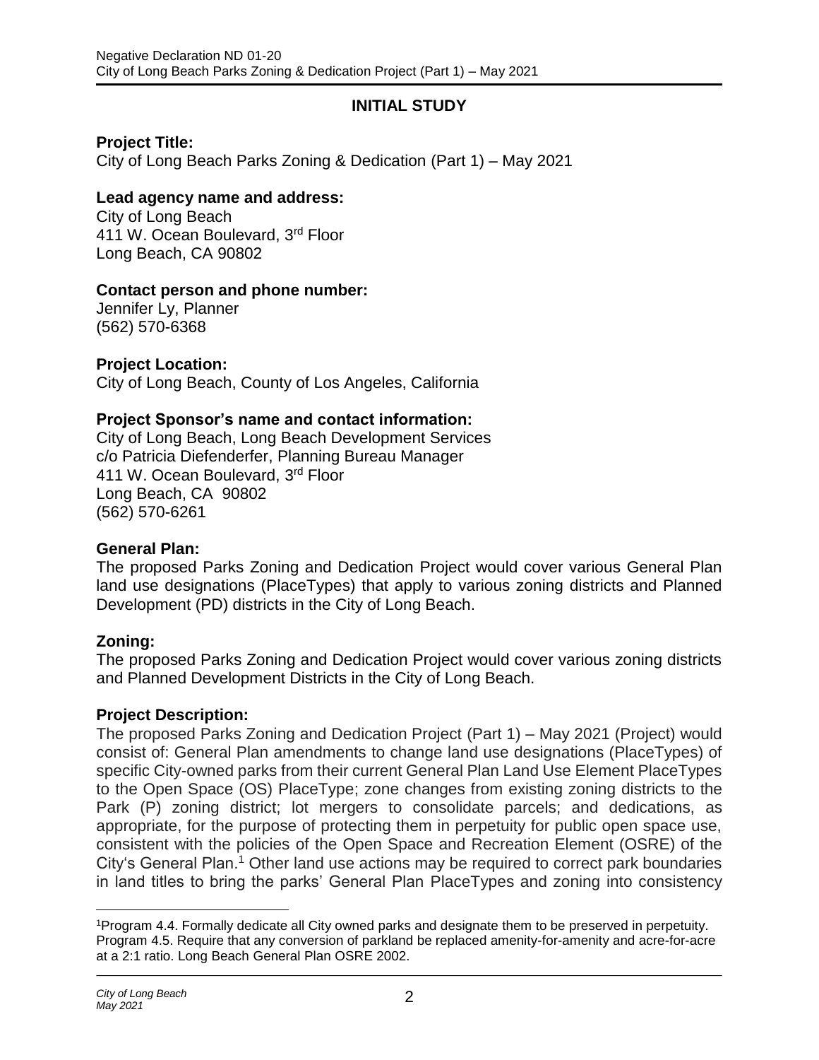## INITIAL STUDY

**Project Title:**
City of Long Beach Parks Zoning & Dedication (Part 1) – May 2021

**Lead agency name and address:**
City of Long Beach
411 W. Ocean Boulevard, 3rd Floor
Long Beach, CA 90802

**Contact person and phone number:**
Jennifer Ly, Planner
(562) 570-6368

**Project Location:**
City of Long Beach, County of Los Angeles, California

**Project Sponsor's name and contact information:**
City of Long Beach, Long Beach Development Services
c/o Patricia Diefenderfer, Planning Bureau Manager
411 W. Ocean Boulevard, 3rd Floor
Long Beach, CA 90802
(562) 570-6261

**General Plan:**
The proposed Parks Zoning and Dedication Project would cover various General Plan land use designations (PlaceTypes) that apply to various zoning districts and Planned Development (PD) districts in the City of Long Beach.

**Zoning:**
The proposed Parks Zoning and Dedication Project would cover various zoning districts and Planned Development Districts in the City of Long Beach.

**Project Description:**
The proposed Parks Zoning and Dedication Project (Part 1) – May 2021 (Project) would consist of: General Plan amendments to change land use designations (PlaceTypes) of specific City-owned parks from their current General Plan Land Use Element PlaceTypes to the Open Space (OS) PlaceType; zone changes from existing zoning districts to the Park (P) zoning district; lot mergers to consolidate parcels; and dedications, as appropriate, for the purpose of protecting them in perpetuity for public open space use, consistent with the policies of the Open Space and Recreation Element (OSRE) of the City's General Plan.[1] Other land use actions may be required to correct park boundaries in land titles to bring the parks' General Plan PlaceTypes and zoning into consistency

[1] Program 4.4. Formally dedicate all City owned parks and designate them to be preserved in perpetuity. Program 4.5. Require that any conversion of parkland be replaced amenity-for-amenity and acre-for-acre at a 2:1 ratio. Long Beach General Plan OSRE 2002.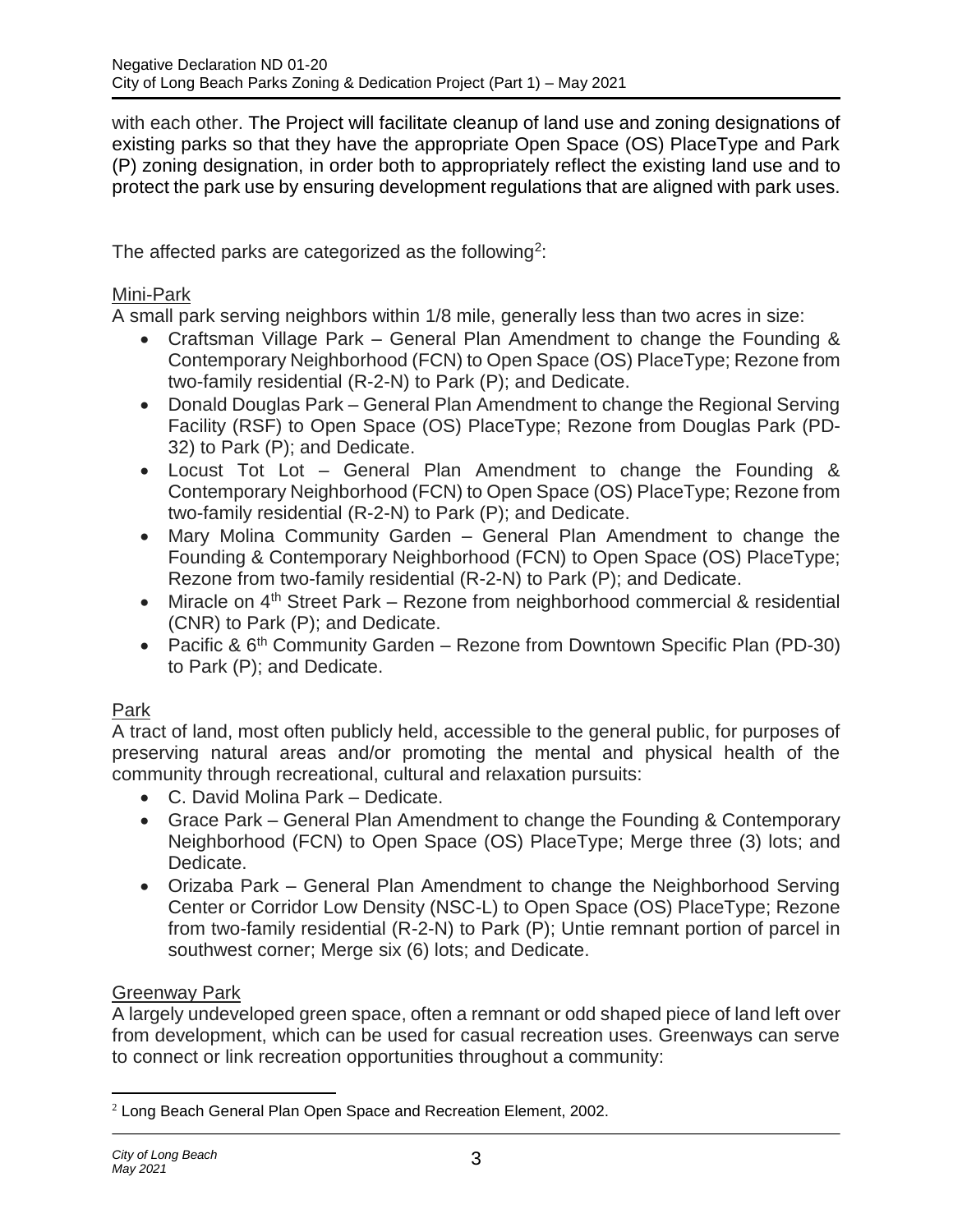with each other. The Project will facilitate cleanup of land use and zoning designations of existing parks so that they have the appropriate Open Space (OS) PlaceType and Park (P) zoning designation, in order both to appropriately reflect the existing land use and to protect the park use by ensuring development regulations that are aligned with park uses.

The affected parks are categorized as the following[2]:

Mini-Park

A small park serving neighbors within 1/8 mile, generally less than two acres in size:

- Craftsman Village Park – General Plan Amendment to change the Founding & Contemporary Neighborhood (FCN) to Open Space (OS) PlaceType; Rezone from two-family residential (R-2-N) to Park (P); and Dedicate.
- Donald Douglas Park – General Plan Amendment to change the Regional Serving Facility (RSF) to Open Space (OS) PlaceType; Rezone from Douglas Park (PD-32) to Park (P); and Dedicate.
- Locust Tot Lot – General Plan Amendment to change the Founding & Contemporary Neighborhood (FCN) to Open Space (OS) PlaceType; Rezone from two-family residential (R-2-N) to Park (P); and Dedicate.
- Mary Molina Community Garden – General Plan Amendment to change the Founding & Contemporary Neighborhood (FCN) to Open Space (OS) PlaceType; Rezone from two-family residential (R-2-N) to Park (P); and Dedicate.
- Miracle on 4th Street Park – Rezone from neighborhood commercial & residential (CNR) to Park (P); and Dedicate.
- Pacific & 6th Community Garden – Rezone from Downtown Specific Plan (PD-30) to Park (P); and Dedicate.

Park

A tract of land, most often publicly held, accessible to the general public, for purposes of preserving natural areas and/or promoting the mental and physical health of the community through recreational, cultural and relaxation pursuits:

- C. David Molina Park – Dedicate.
- Grace Park – General Plan Amendment to change the Founding & Contemporary Neighborhood (FCN) to Open Space (OS) PlaceType; Merge three (3) lots; and Dedicate.
- Orizaba Park – General Plan Amendment to change the Neighborhood Serving Center or Corridor Low Density (NSC-L) to Open Space (OS) PlaceType; Rezone from two-family residential (R-2-N) to Park (P); Untie remnant portion of parcel in southwest corner; Merge six (6) lots; and Dedicate.

Greenway Park

A largely undeveloped green space, often a remnant or odd shaped piece of land left over from development, which can be used for casual recreation uses. Greenways can serve to connect or link recreation opportunities throughout a community:

[2] Long Beach General Plan Open Space and Recreation Element, 2002.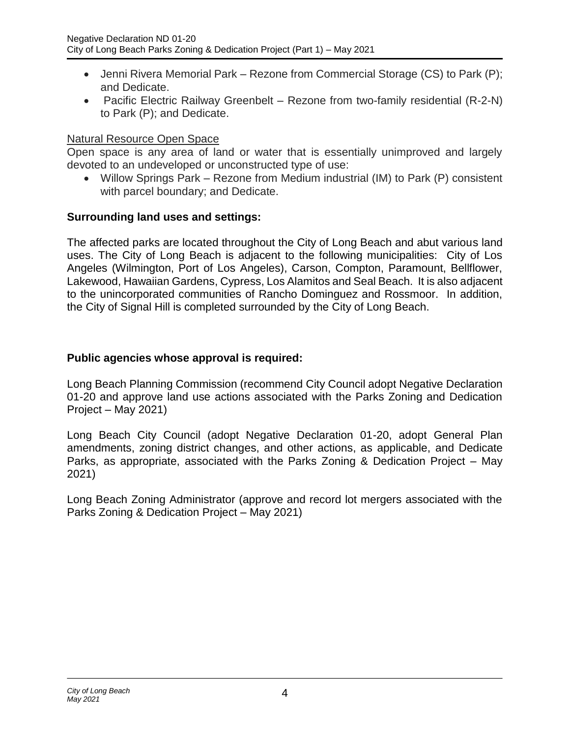- Jenni Rivera Memorial Park – Rezone from Commercial Storage (CS) to Park (P); and Dedicate.
- Pacific Electric Railway Greenbelt – Rezone from two-family residential (R-2-N) to Park (P); and Dedicate.

Natural Resource Open Space

Open space is any area of land or water that is essentially unimproved and largely devoted to an undeveloped or unconstructed type of use:

- Willow Springs Park – Rezone from Medium industrial (IM) to Park (P) consistent with parcel boundary; and Dedicate.

**Surrounding land uses and settings:**

The affected parks are located throughout the City of Long Beach and abut various land uses. The City of Long Beach is adjacent to the following municipalities: City of Los Angeles (Wilmington, Port of Los Angeles), Carson, Compton, Paramount, Bellflower, Lakewood, Hawaiian Gardens, Cypress, Los Alamitos and Seal Beach. It is also adjacent to the unincorporated communities of Rancho Dominguez and Rossmoor. In addition, the City of Signal Hill is completed surrounded by the City of Long Beach.

**Public agencies whose approval is required:**

Long Beach Planning Commission (recommend City Council adopt Negative Declaration 01-20 and approve land use actions associated with the Parks Zoning and Dedication Project – May 2021)

Long Beach City Council (adopt Negative Declaration 01-20, adopt General Plan amendments, zoning district changes, and other actions, as applicable, and Dedicate Parks, as appropriate, associated with the Parks Zoning & Dedication Project – May 2021)

Long Beach Zoning Administrator (approve and record lot mergers associated with the Parks Zoning & Dedication Project – May 2021)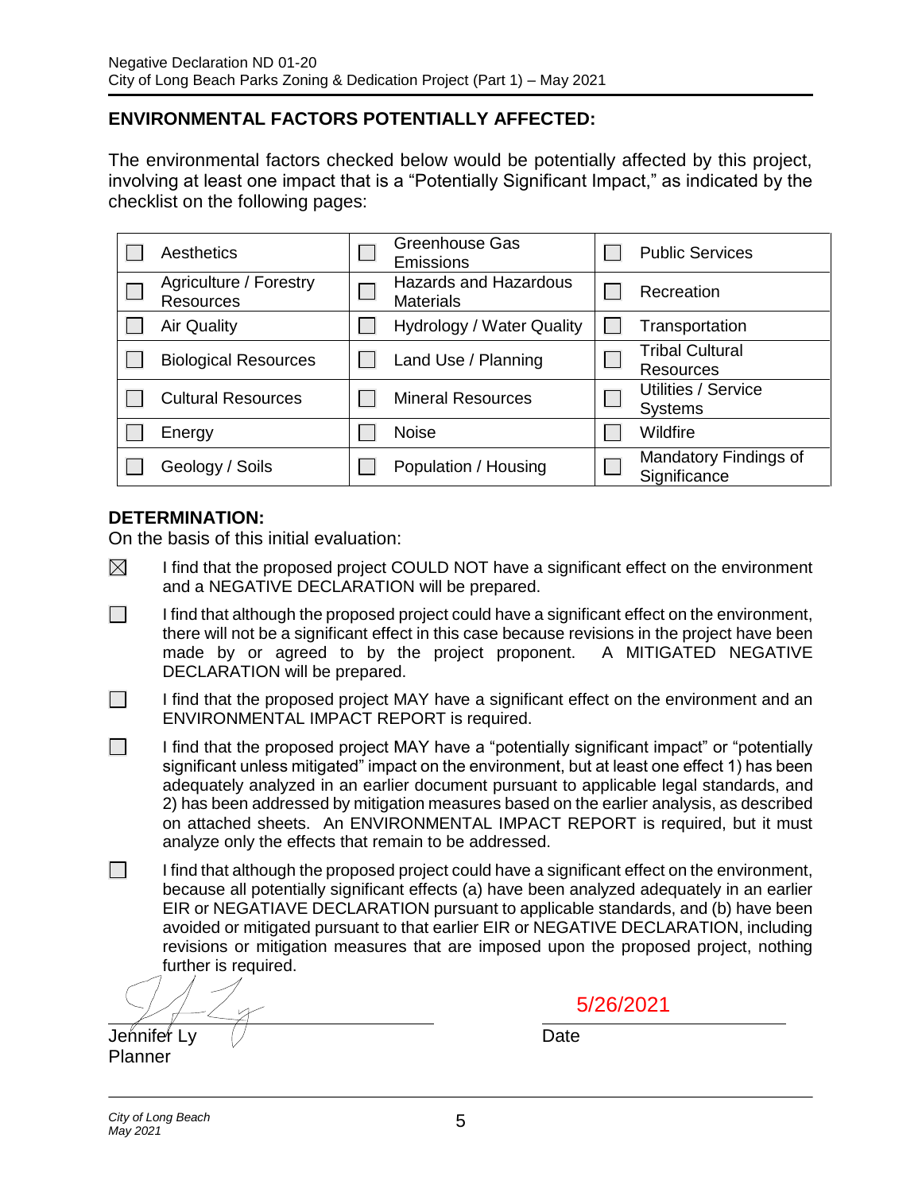## ENVIRONMENTAL FACTORS POTENTIALLY AFFECTED:

The environmental factors checked below would be potentially affected by this project, involving at least one impact that is a "Potentially Significant Impact," as indicated by the checklist on the following pages:

| | | |
|---|---|---|
| ☐ Aesthetics | ☐ Greenhouse Gas Emissions | ☐ Public Services |
| ☐ Agriculture / Forestry Resources | ☐ Hazards and Hazardous Materials | ☐ Recreation |
| ☐ Air Quality | ☐ Hydrology / Water Quality | ☐ Transportation |
| ☐ Biological Resources | ☐ Land Use / Planning | ☐ Tribal Cultural Resources |
| ☐ Cultural Resources | ☐ Mineral Resources | ☐ Utilities / Service Systems |
| ☐ Energy | ☐ Noise | ☐ Wildfire |
| ☐ Geology / Soils | ☐ Population / Housing | ☐ Mandatory Findings of Significance |

**DETERMINATION:**

On the basis of this initial evaluation:

☒ I find that the proposed project COULD NOT have a significant effect on the environment and a NEGATIVE DECLARATION will be prepared.

☐ I find that although the proposed project could have a significant effect on the environment, there will not be a significant effect in this case because revisions in the project have been made by or agreed to by the project proponent. A MITIGATED NEGATIVE DECLARATION will be prepared.

☐ I find that the proposed project MAY have a significant effect on the environment and an ENVIRONMENTAL IMPACT REPORT is required.

☐ I find that the proposed project MAY have a "potentially significant impact" or "potentially significant unless mitigated" impact on the environment, but at least one effect 1) has been adequately analyzed in an earlier document pursuant to applicable legal standards, and 2) has addressed by mitigation measures based on the earlier analysis, as described on attached sheets. An ENVIRONMENTAL IMPACT REPORT is required, but it must analyze only the effects that remain to be addressed.

☐ I find that although the proposed project could have a significant effect on the environment, because all potentially significant effects (a) have been analyzed adequately in an earlier EIR or NEGATIAVE DECLARATION pursuant to applicable standards, and (b) have been avoided or mitigated pursuant to that earlier EIR or NEGATIVE DECLARATION, including revisions or mitigation measures that are imposed upon the proposed project, nothing further is required.

Jennifer Ly
Planner

5/26/2021
Date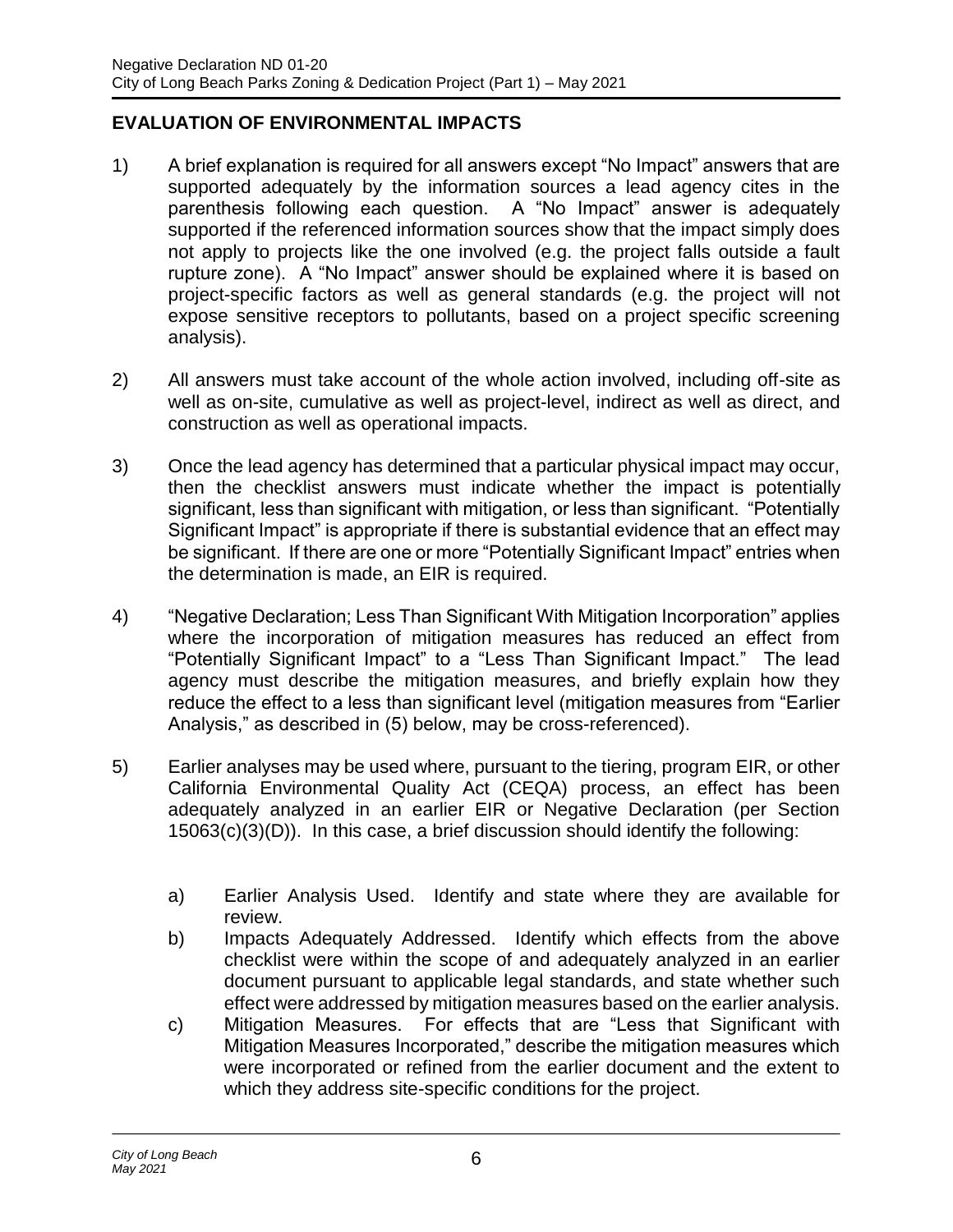## EVALUATION OF ENVIRONMENTAL IMPACTS

1) A brief explanation is required for all answers except "No Impact" answers that are supported adequately by the information sources a lead agency cites in the parenthesis following each question. A "No Impact" answer is adequately supported if the referenced information sources show that the impact simply does not apply to projects like the one involved (e.g. the project falls outside a fault rupture zone). A "No Impact" answer should be explained where it is based on project-specific factors as well as general standards (e.g. the project will not expose sensitive receptors to pollutants, based on a project specific screening analysis).

2) All answers must take account of the whole action involved, including off-site as well as on-site, cumulative as well as project-level, indirect as well as direct, and construction as well as operational impacts.

3) Once the lead agency has determined that a particular physical impact may occur, then the checklist answers must indicate whether the impact is potentially significant, less than significant with mitigation, or less than significant. "Potentially Significant Impact" is appropriate if there is substantial evidence that an effect may be significant. If there are one or more "Potentially Significant Impact" entries when the determination is made, an EIR is required.

4) "Negative Declaration; Less Than Significant With Mitigation Incorporation" applies where the incorporation of mitigation measures has reduced an effect from "Potentially Significant Impact" to a "Less Than Significant Impact." The lead agency must describe the mitigation measures, and briefly explain how they reduce the effect to a less than significant level (mitigation measures from "Earlier Analysis," as described in (5) below, may be cross-referenced).

5) Earlier analyses may be used where, pursuant to the tiering, program EIR, or other California Environmental Quality Act (CEQA) process, an effect has been adequately analyzed in an earlier EIR or Negative Declaration (per Section 15063(c)(3)(D)). In this case, a brief discussion should identify the following:

   a) Earlier Analysis Used. Identify and state where they are available for review.
   b) Impacts Adequately Addressed. Identify which effects from the above checklist were within the scope of and adequately analyzed in an earlier document pursuant to applicable legal standards, and state whether such effect were addressed by mitigation measures based on the earlier analysis.
   c) Mitigation Measures. For effects that are "Less that Significant with Mitigation Measures Incorporated," describe the mitigation measures which were incorporated or refined from the earlier document and the extent to which they address site-specific conditions for the project.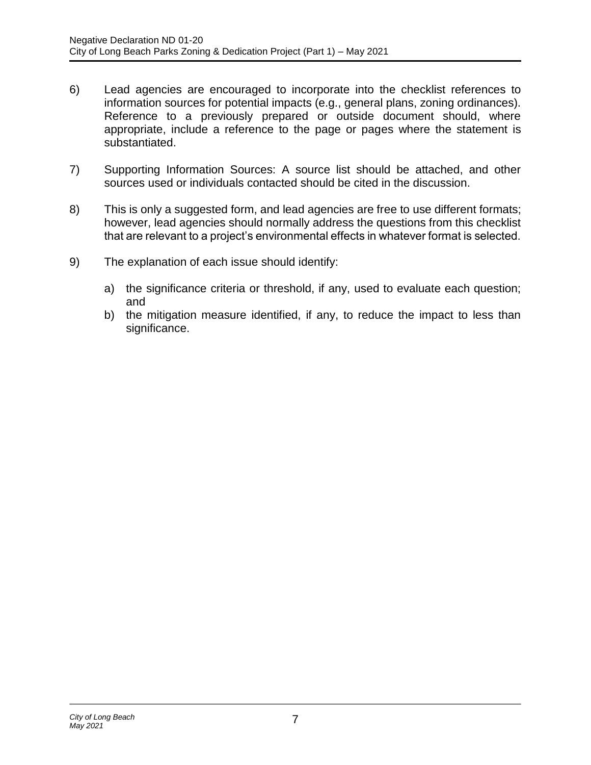6) Lead agencies are encouraged to incorporate into the checklist references to information sources for potential impacts (e.g., general plans, zoning ordinances). Reference to a previously prepared or outside document should, where appropriate, include a reference to the page or pages where the statement is substantiated.

7) Supporting Information Sources: A source list should be attached, and other sources used or individuals contacted should be cited in the discussion.

8) This is only a suggested form, and lead agencies are free to use different formats; however, lead agencies should normally address the questions from this checklist that are relevant to a project's environmental effects in whatever format is selected.

9) The explanation of each issue should identify:

   a) the significance criteria or threshold, if any, used to evaluate each question; and
   b) the mitigation measure identified, if any, to reduce the impact to less than significance.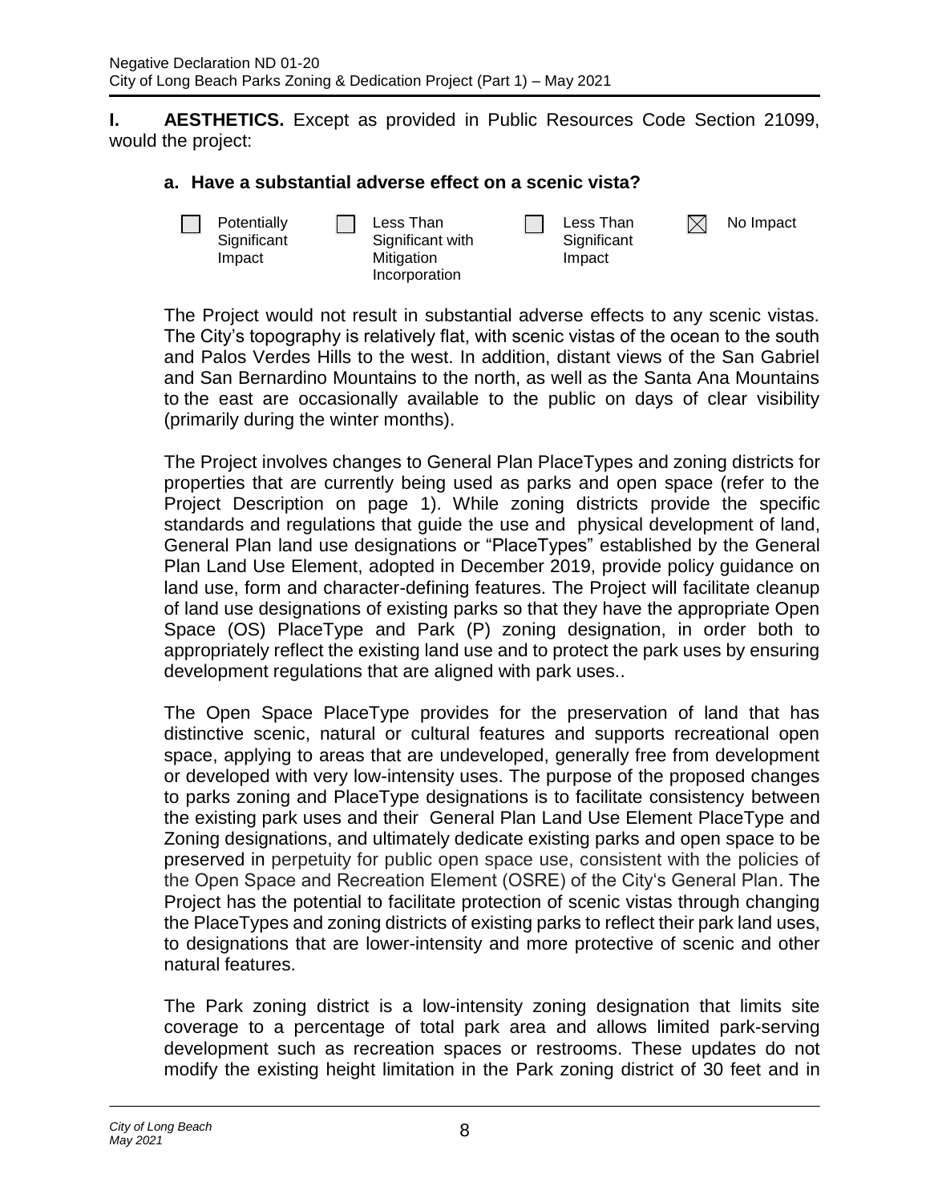**I. AESTHETICS.** Except as provided in Public Resources Code Section 21099, would the project:

**a. Have a substantial adverse effect on a scenic vista?**

| ☐ Potentially Significant Impact | ☐ Less Than Significant with Mitigation Incorporation | ☐ Less Than Significant Impact | ☒ No Impact |
|---|---|---|---|

The Project would not result in substantial adverse effects to any scenic vistas. The City's topography is relatively flat, with scenic vistas of the ocean to the south and Palos Verdes Hills to the west. In addition, distant views of the San Gabriel and San Bernardino Mountains to the north, as well as the Santa Ana Mountains to the east are occasionally available to the public on days of clear visibility (primarily during the winter months).

The Project involves changes to General Plan PlaceTypes and zoning districts for properties that are currently being used as parks and open space (refer to the Project Description on page 1). While zoning districts provide the specific standards and regulations that guide the use and physical development of land, General Plan land use designations or "PlaceTypes" established by the General Plan Land Use Element, adopted in December 2019, provide policy guidance on land use, form and character-defining features. The Project will facilitate cleanup of land use designations of existing parks so that they have the appropriate Open Space (OS) PlaceType and Park (P) zoning designation, in order both to appropriately reflect the existing land use and to protect the park uses by ensuring development regulations that are aligned with park uses..

The Open Space PlaceType provides for the preservation of land that has distinctive scenic, natural or cultural features and supports recreational open space, applying to areas that are undeveloped, generally free from development or developed with very low-intensity uses. The purpose of the proposed changes to parks zoning and PlaceType designations is to facilitate consistency between the existing park uses and their General Plan Land Use Element PlaceType and Zoning designations, and ultimately dedicate existing parks and open space to be preserved in perpetuity for public open space use, consistent with the policies of the Open Space and Recreation Element (OSRE) of the City's General Plan. The Project has the potential to facilitate protection of scenic vistas through changing the PlaceTypes and zoning districts of existing parks to reflect their park land uses, to designations that are lower-intensity and more protective of scenic and other natural features.

The Park zoning district is a low-intensity zoning designation that limits site coverage to a percentage of total park area and allows limited park-serving development such as recreation spaces or restrooms. These updates do not modify the existing height limitation in the Park zoning district of 30 feet and in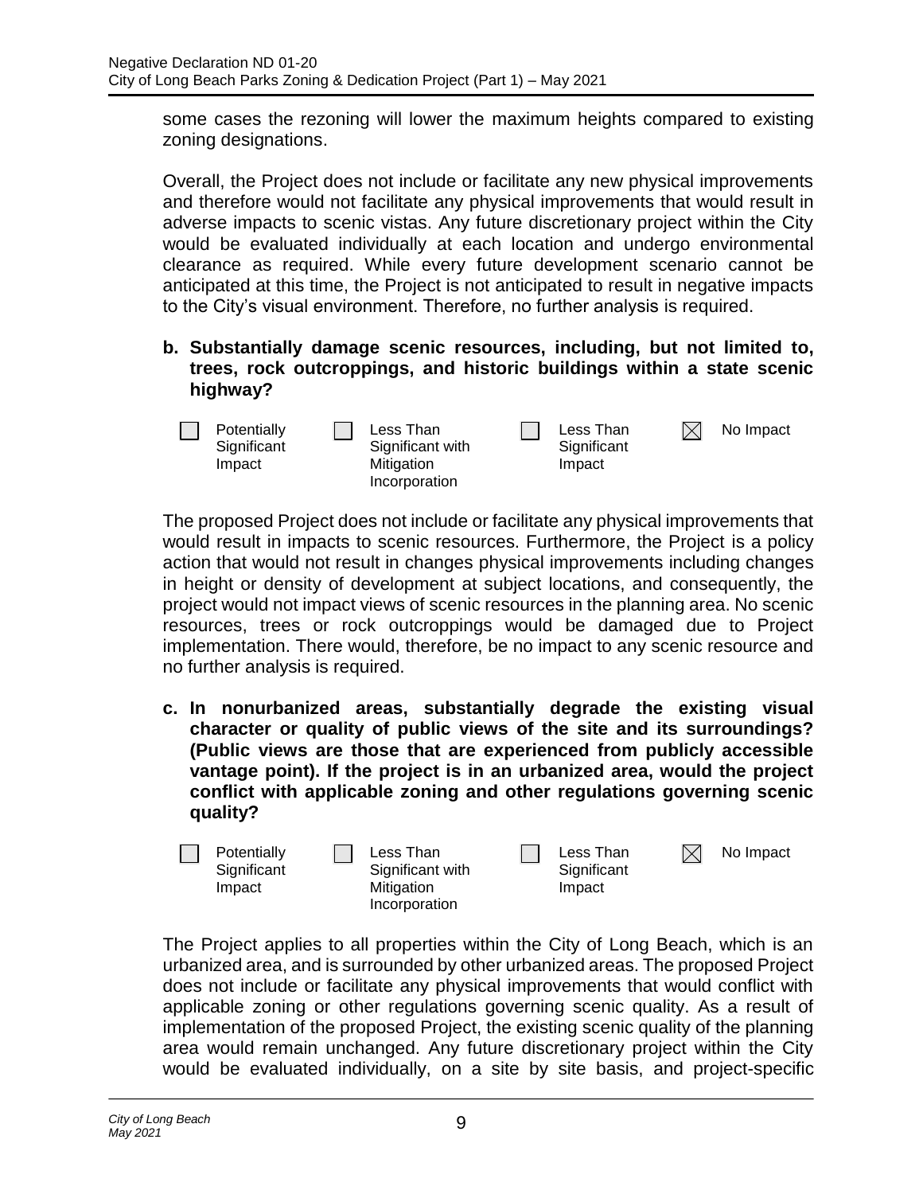some cases the rezoning will lower the maximum heights compared to existing zoning designations.

Overall, the Project does not include or facilitate any new physical improvements and therefore would not facilitate any physical improvements that would result in adverse impacts to scenic vistas. Any future discretionary project within the City would be evaluated individually at each location and undergo environmental clearance as required. While every future development scenario cannot be anticipated at this time, the Project is not anticipated to result in negative impacts to the City's visual environment. Therefore, no further analysis is required.

**b. Substantially damage scenic resources, including, but not limited to, trees, rock outcroppings, and historic buildings within a state scenic highway?**

| ☐ Potentially Significant Impact | ☐ Less Than Significant with Mitigation Incorporation | ☐ Less Than Significant Impact | ☒ No Impact |
|---|---|---|---|

The proposed Project does not include or facilitate any physical improvements that would result in impacts to scenic resources. Furthermore, the Project is a policy action that would not result in changes physical improvements including changes in height or density of development at subject locations, and consequently, the project would not impact views of scenic resources in the planning area. No scenic resources, trees or rock outcroppings would be damaged due to Project implementation. There would, therefore, be no impact to any scenic resource and no further analysis is required.

**c. In nonurbanized areas, substantially degrade the existing visual character or quality of public views of the site and its surroundings? (Public views are those that are experienced from publicly accessible vantage point). If the project is in an urbanized area, would the project conflict with applicable zoning and other regulations governing scenic quality?**

| ☐ Potentially Significant Impact | ☐ Less Than Significant with Mitigation Incorporation | ☐ Less Than Significant Impact | ☒ No Impact |
|---|---|---|---|

The Project applies to all properties within the City of Long Beach, which is an urbanized area, and is surrounded by other urbanized areas. The proposed Project does not include or facilitate any physical improvements that would conflict with applicable zoning or other regulations governing scenic quality. As a result of implementation of the proposed Project, the existing scenic quality of the planning area would remain unchanged. Any future discretionary project within the City would be evaluated individually, on a site by site basis, and project-specific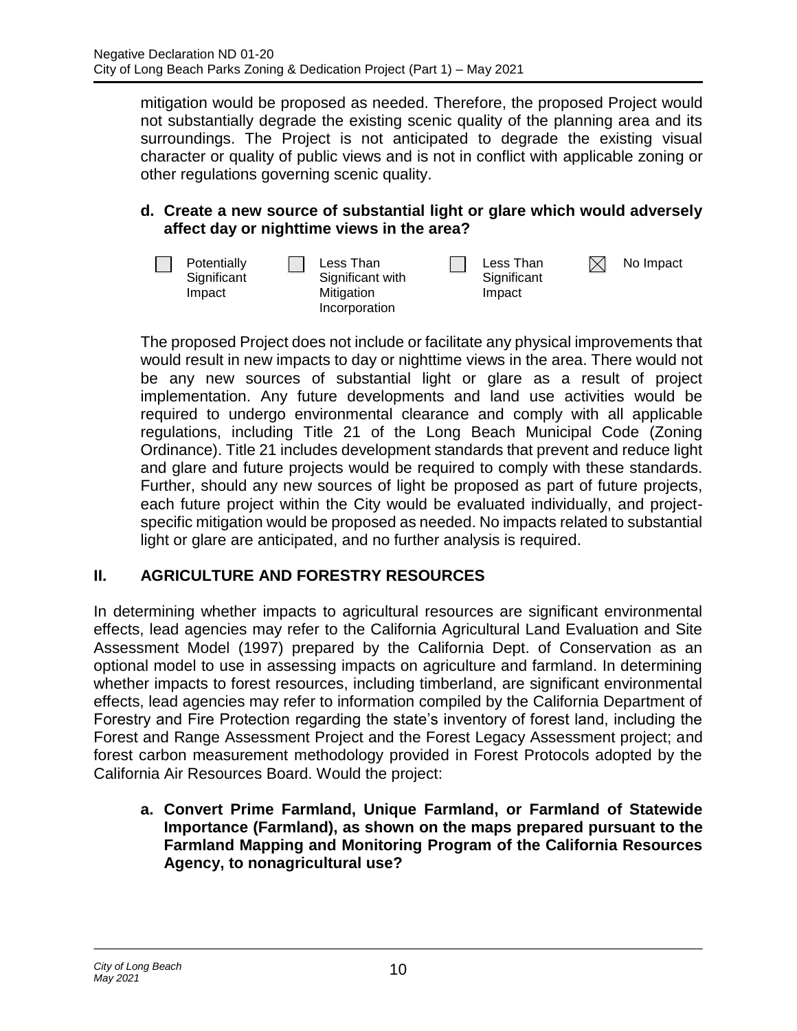mitigation would be proposed as needed. Therefore, the proposed Project would not substantially degrade the existing scenic quality of the planning area and its surroundings. The Project is not anticipated to degrade the existing visual character or quality of public views and is not in conflict with applicable zoning or other regulations governing scenic quality.

**d. Create a new source of substantial light or glare which would adversely affect day or nighttime views in the area?**

| ☐ Potentially Significant Impact | ☐ Less Than Significant with Mitigation Incorporation | ☐ Less Than Significant Impact | ☒ No Impact |
|---|---|---|---|

The proposed Project does not include or facilitate any physical improvements that would result in new impacts to day or nighttime views in the area. There would not be any new sources of substantial light or glare as a result of project implementation. Any future developments and land use activities would be required to undergo environmental clearance and comply with all applicable regulations, including Title 21 of the Long Beach Municipal Code (Zoning Ordinance). Title 21 includes development standards that prevent and reduce light and glare and future projects would be required to comply with these standards. Further, should any new sources of light be proposed as part of future projects, each future project within the City would be evaluated individually, and project-specific mitigation would be proposed as needed. No impacts related to substantial light or glare are anticipated, and no further analysis is required.

## II. AGRICULTURE AND FORESTRY RESOURCES

In determining whether impacts to agricultural resources are significant environmental effects, lead agencies may refer to the California Agricultural Land Evaluation and Site Assessment Model (1997) prepared by the California Dept. of Conservation as an optional model to use in assessing impacts on agriculture and farmland. In determining whether impacts to forest resources, including timberland, are significant environmental effects, lead agencies may refer to information compiled by the California Department of Forestry and Fire Protection regarding the state's inventory of forest land, including the Forest and Range Assessment Project and the Forest Legacy Assessment project; and forest carbon measurement methodology provided in Forest Protocols adopted by the California Air Resources Board. Would the project:

**a. Convert Prime Farmland, Unique Farmland, or Farmland of Statewide Importance (Farmland), as shown on the maps prepared pursuant to the Farmland Mapping and Monitoring Program of the California Resources Agency, to nonagricultural use?**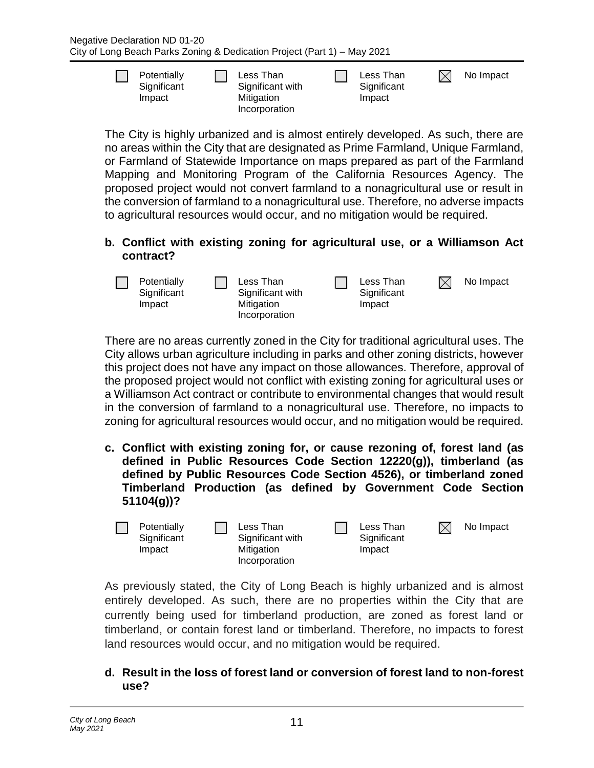☐ Potentially Significant Impact ☐ Less Than Significant with Mitigation Incorporation ☐ Less Than Significant Impact ☒ No Impact

The City is highly urbanized and is almost entirely developed. As such, there are no areas within the City that are designated as Prime Farmland, Unique Farmland, or Farmland of Statewide Importance on maps prepared as part of the Farmland Mapping and Monitoring Program of the California Resources Agency. The proposed project would not convert farmland to a nonagricultural use or result in the conversion of farmland to a nonagricultural use. Therefore, no adverse impacts to agricultural resources would occur, and no mitigation would be required.

**b. Conflict with existing zoning for agricultural use, or a Williamson Act contract?**

☐ Potentially Significant Impact ☐ Less Than Significant with Mitigation Incorporation ☐ Less Than Significant Impact ☒ No Impact

There are no areas currently zoned in the City for traditional agricultural uses. The City allows urban agriculture including in parks and other zoning districts, however this project does not have any impact on those allowances. Therefore, approval of the proposed project would not conflict with existing zoning for agricultural uses or a Williamson Act contract or contribute to environmental changes that would result in the conversion of farmland to a nonagricultural use. Therefore, no impacts to zoning for agricultural resources would occur, and no mitigation would be required.

**c. Conflict with existing zoning for, or cause rezoning of, forest land (as defined in Public Resources Code Section 12220(g)), timberland (as defined by Public Resources Code Section 4526), or timberland zoned Timberland Production (as defined by Government Code Section 51104(g))?**

☐ Potentially Significant Impact ☐ Less Than Significant with Mitigation Incorporation ☐ Less Than Significant Impact ☒ No Impact

As previously stated, the City of Long Beach is highly urbanized and is almost entirely developed. As such, there are no properties within the City that are currently being used for timberland production, are zoned as forest land or timberland, or contain forest land or timberland. Therefore, no impacts to forest land resources would occur, and no mitigation would be required.

**d. Result in the loss of forest land or conversion of forest land to non-forest use?**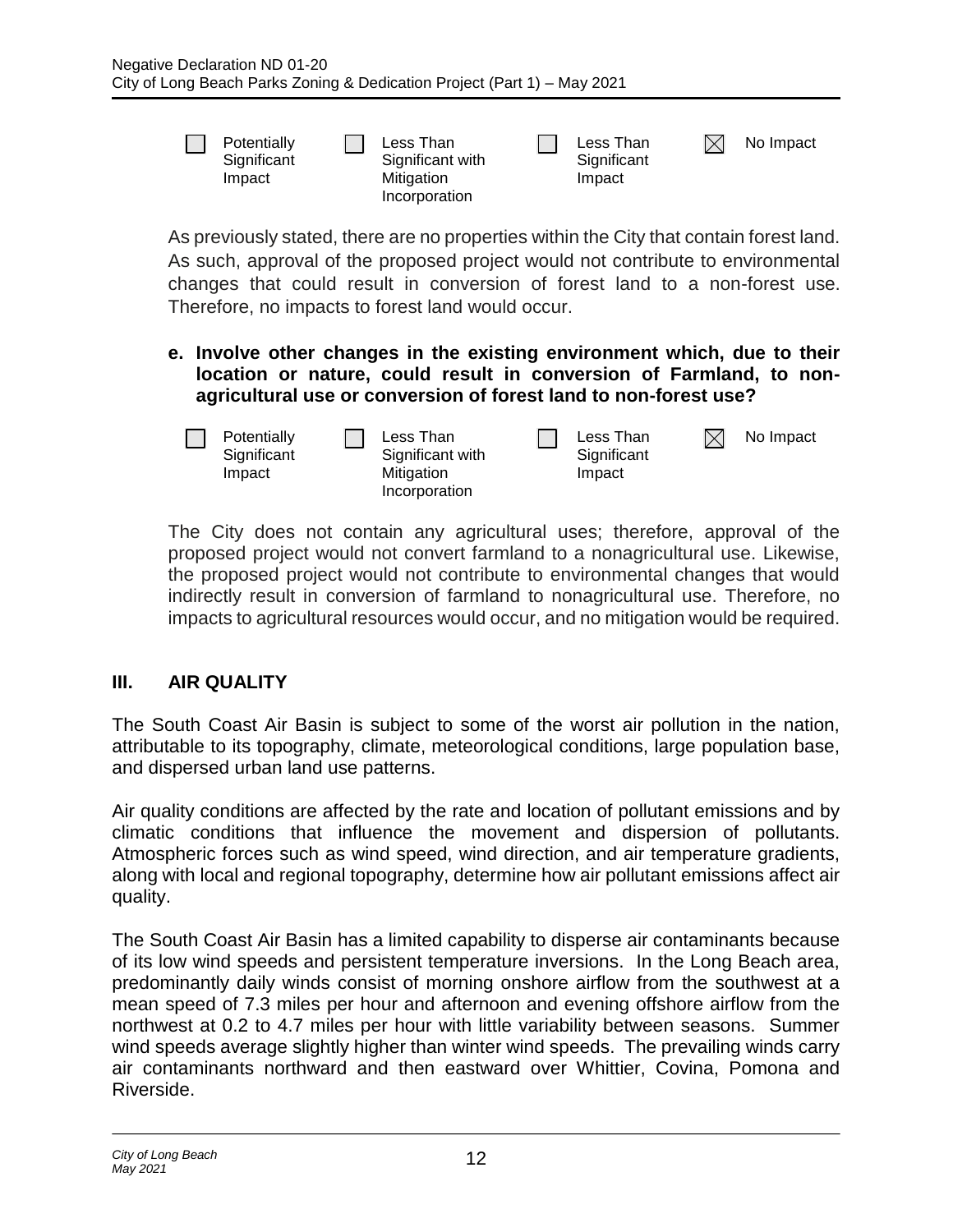☐ Potentially Significant Impact ☐ Less Than Significant with Mitigation Incorporation ☐ Less Than Significant Impact ☒ No Impact

As previously stated, there are no properties within the City that contain forest land. As such, approval of the proposed project would not contribute to environmental changes that could result in conversion of forest land to a non-forest use. Therefore, no impacts to forest land would occur.

**e. Involve other changes in the existing environment which, due to their location or nature, could result in conversion of Farmland, to non-agricultural use or conversion of forest land to non-forest use?**

☐ Potentially Significant Impact ☐ Less Than Significant with Mitigation Incorporation ☐ Less Than Significant Impact ☒ No Impact

The City does not contain any agricultural uses; therefore, approval of the proposed project would not convert farmland to a nonagricultural use. Likewise, the proposed project would not contribute to environmental changes that would indirectly result in conversion of farmland to nonagricultural use. Therefore, no impacts to agricultural resources would occur, and no mitigation would be required.

## III. AIR QUALITY

The South Coast Air Basin is subject to some of the worst air pollution in the nation, attributable to its topography, climate, meteorological conditions, large population base, and dispersed urban land use patterns.

Air quality conditions are affected by the rate and location of pollutant emissions and by climatic conditions that influence the movement and dispersion of pollutants. Atmospheric forces such as wind speed, wind direction, and air temperature gradients, along with local and regional topography, determine how air pollutant emissions affect air quality.

The South Coast Air Basin has a limited capability to disperse air contaminants because of its low wind speeds and persistent temperature inversions. In the Long Beach area, predominantly daily winds consist of morning onshore airflow from the southwest at a mean speed of 7.3 miles per hour and afternoon and evening offshore airflow from the northwest at 0.2 to 4.7 miles per hour with little variability between seasons. Summer wind speeds average slightly higher than winter wind speeds. The prevailing winds carry air contaminants northward and then eastward over Whittier, Covina, Pomona and Riverside.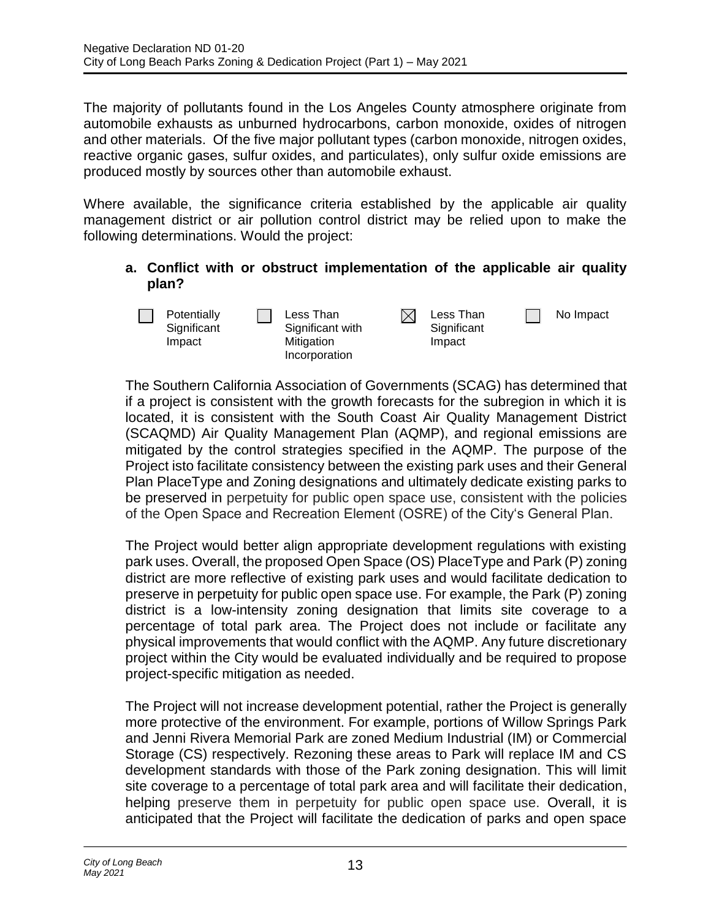The majority of pollutants found in the Los Angeles County atmosphere originate from automobile exhausts as unburned hydrocarbons, carbon monoxide, oxides of nitrogen and other materials. Of the five major pollutant types (carbon monoxide, nitrogen oxides, reactive organic gases, sulfur oxides, and particulates), only sulfur oxide emissions are produced mostly by sources other than automobile exhaust.

Where available, the significance criteria established by the applicable air quality management district or air pollution control district may be relied upon to make the following determinations. Would the project:

**a. Conflict with or obstruct implementation of the applicable air quality plan?**

☐ Potentially Significant Impact ☐ Less Than Significant with Mitigation Incorporation ☒ Less Than Significant Impact ☐ No Impact

The Southern California Association of Governments (SCAG) has determined that if a project is consistent with the growth forecasts for the subregion in which it is located, it is consistent with the South Coast Air Quality Management District (SCAQMD) Air Quality Management Plan (AQMP), and regional emissions are mitigated by the control strategies specified in the AQMP. The purpose of the Project isto facilitate consistency between the existing park uses and their General Plan PlaceType and Zoning designations and ultimately dedicate existing parks to be preserved in perpetuity for public open space use, consistent with the policies of the Open Space and Recreation Element (OSRE) of the City's General Plan.

The Project would better align appropriate development regulations with existing park uses. Overall, the proposed Open Space (OS) PlaceType and Park (P) zoning district are more reflective of existing park uses and would facilitate dedication to preserve in perpetuity for public open space use. For example, the Park (P) zoning district is a low-intensity zoning designation that limits site coverage to a percentage of total park area. The Project does not include or facilitate any physical improvements that would conflict with the AQMP. Any future discretionary project within the City would be evaluated individually and be required to propose project-specific mitigation as needed.

The Project will not increase development potential, rather the Project is generally more protective of the environment. For example, portions of Willow Springs Park and Jenni Rivera Memorial Park are zoned Medium Industrial (IM) or Commercial Storage (CS) respectively. Rezoning these areas to Park will replace IM and CS development standards with those of the Park zoning designation. This will limit site coverage to a percentage of total park area and will facilitate their dedication, helping preserve them in perpetuity for public open space use. Overall, it is anticipated that the Project will facilitate the dedication of parks and open space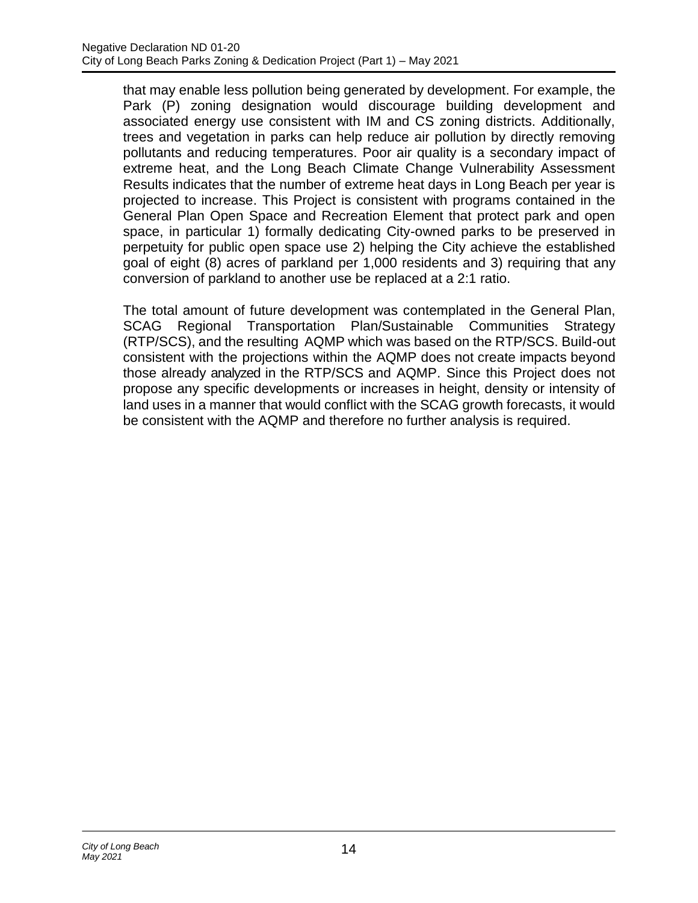that may enable less pollution being generated by development. For example, the Park (P) zoning designation would discourage building development and associated energy use consistent with IM and CS zoning districts. Additionally, trees and vegetation in parks can help reduce air pollution by directly removing pollutants and reducing temperatures. Poor air quality is a secondary impact of extreme heat, and the Long Beach Climate Change Vulnerability Assessment Results indicates that the number of extreme heat days in Long Beach per year is projected to increase. This Project is consistent with programs contained in the General Plan Open Space and Recreation Element that protect park and open space, in particular 1) formally dedicating City-owned parks to be preserved in perpetuity for public open space use 2) helping the City achieve the established goal of eight (8) acres of parkland per 1,000 residents and 3) requiring that any conversion of parkland to another use be replaced at a 2:1 ratio.

The total amount of future development was contemplated in the General Plan, SCAG Regional Transportation Plan/Sustainable Communities Strategy (RTP/SCS), and the resulting AQMP which was based on the RTP/SCS. Build-out consistent with the projections within the AQMP does not create impacts beyond those already analyzed in the RTP/SCS and AQMP. Since this Project does not propose any specific developments or increases in height, density or intensity of land uses in a manner that would conflict with the SCAG growth forecasts, it would be consistent with the AQMP and therefore no further analysis is required.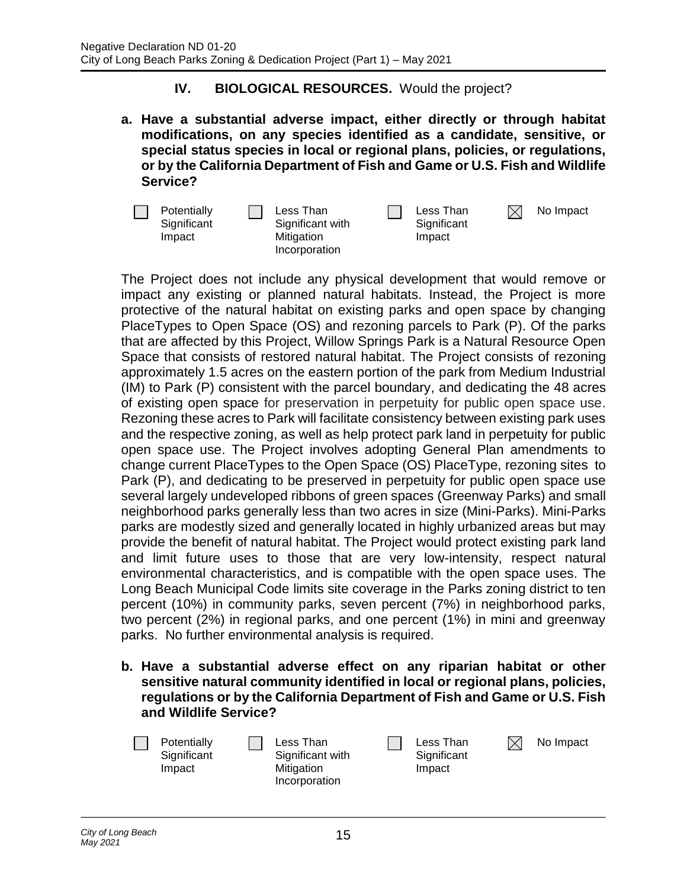## IV. BIOLOGICAL RESOURCES. Would the project?

**a. Have a substantial adverse impact, either directly or through habitat modifications, on any species identified as a candidate, sensitive, or special status species in local or regional plans, policies, or regulations, or by the California Department of Fish and Game or U.S. Fish and Wildlife Service?**

| ☐ Potentially Significant Impact | ☐ Less Than Significant with Mitigation Incorporation | ☐ Less Than Significant Impact | ☒ No Impact |
|---|---|---|---|

The Project does not include any physical development that would remove or impact any existing or planned natural habitats. Instead, the Project is more protective of the natural habitat on existing parks and open space by changing PlaceTypes to Open Space (OS) and rezoning parcels to Park (P). Of the parks that are affected by this Project, Willow Springs Park is a Natural Resource Open Space that consists of restored natural habitat. The Project consists of rezoning approximately 1.5 acres on the eastern portion of the park from Medium Industrial (IM) to Park (P) consistent with the parcel boundary, and dedicating the 48 acres of existing open space for preservation in perpetuity for public open space use. Rezoning these acres to Park will facilitate consistency between existing park uses and the respective zoning, as well as help protect park land in perpetuity for public open space use. The Project involves adopting General Plan amendments to change current PlaceTypes to the Open Space (OS) PlaceType, rezoning sites to Park (P), and dedicating to be preserved in perpetuity for public open space use several largely undeveloped ribbons of green spaces (Greenway Parks) and small neighborhood parks generally less than two acres in size (Mini-Parks). Mini-Parks parks are modestly sized and generally located in highly urbanized areas but may provide the benefit of natural habitat. The Project would protect existing park land and limit future uses to those that are very low-intensity, respect natural environmental characteristics, and is compatible with the open space uses. The Long Beach Municipal Code limits site coverage in the Parks zoning district to ten percent (10%) in community parks, seven percent (7%) in neighborhood parks, two percent (2%) in regional parks, and one percent (1%) in mini and greenway parks. No further environmental analysis is required.

**b. Have a substantial adverse effect on any riparian habitat or other sensitive natural community identified in local or regional plans, policies, regulations or by the California Department of Fish and Game or U.S. Fish and Wildlife Service?**

| ☐ Potentially Significant Impact | ☐ Less Than Significant with Mitigation Incorporation | ☐ Less Than Significant Impact | ☒ No Impact |
|---|---|---|---|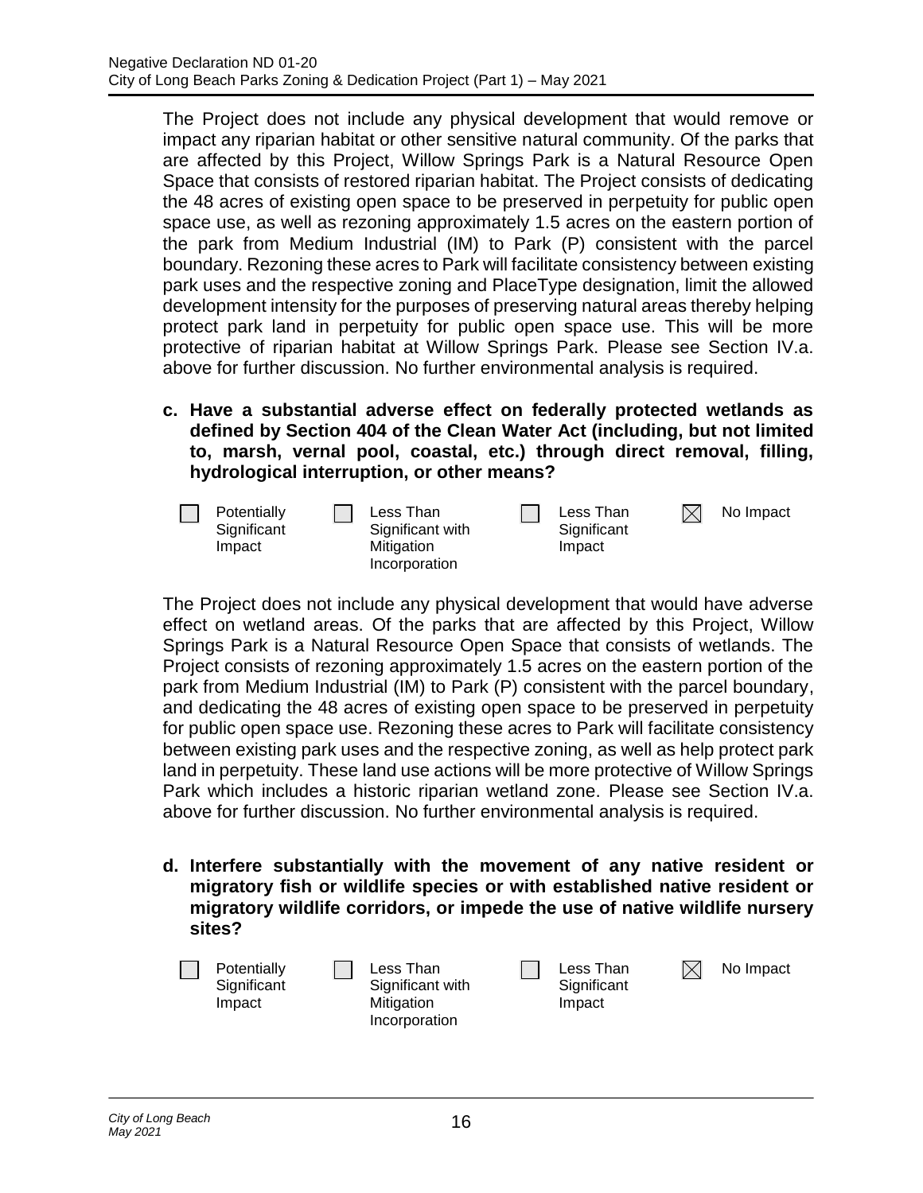The Project does not include any physical development that would remove or impact any riparian habitat or other sensitive natural community. Of the parks that are affected by this Project, Willow Springs Park is a Natural Resource Open Space that consists of restored riparian habitat. The Project consists of dedicating the 48 acres of existing open space to be preserved in perpetuity for public open space use, as well as rezoning approximately 1.5 acres on the eastern portion of the park from Medium Industrial (IM) to Park (P) consistent with the parcel boundary. Rezoning these acres to Park will facilitate consistency between existing park uses and the respective zoning and PlaceType designation, limit the allowed development intensity for the purposes of preserving natural areas thereby helping protect park land in perpetuity for public open space use. This will be more protective of riparian habitat at Willow Springs Park. Please see Section IV.a. above for further discussion. No further environmental analysis is required.

**c. Have a substantial adverse effect on federally protected wetlands as defined by Section 404 of the Clean Water Act (including, but not limited to, marsh, vernal pool, coastal, etc.) through direct removal, filling, hydrological interruption, or other means?**

| ☐ Potentially Significant Impact | ☐ Less Than Significant with Mitigation Incorporation | ☐ Less Than Significant Impact | ☒ No Impact |
|---|---|---|---|

The Project does not include any physical development that would have adverse effect on wetland areas. Of the parks that are affected by this Project, Willow Springs Park is a Natural Resource Open Space that consists of wetlands. The Project consists of rezoning approximately 1.5 acres on the eastern portion of the park from Medium Industrial (IM) to Park (P) consistent with the parcel boundary, and dedicating the 48 acres of existing open space to be preserved in perpetuity for public open space use. Rezoning these acres to Park will facilitate consistency between existing park uses and the respective zoning, as well as help protect park land in perpetuity. These land use actions will be more protective of Willow Springs Park which includes a historic riparian wetland zone. Please see Section IV.a. above for further discussion. No further environmental analysis is required.

**d. Interfere substantially with the movement of any native resident or migratory fish or wildlife species or with established native resident or migratory wildlife corridors, or impede the use of native wildlife nursery sites?**

| ☐ Potentially Significant Impact | ☐ Less Than Significant with Mitigation Incorporation | ☐ Less Than Significant Impact | ☒ No Impact |
|---|---|---|---|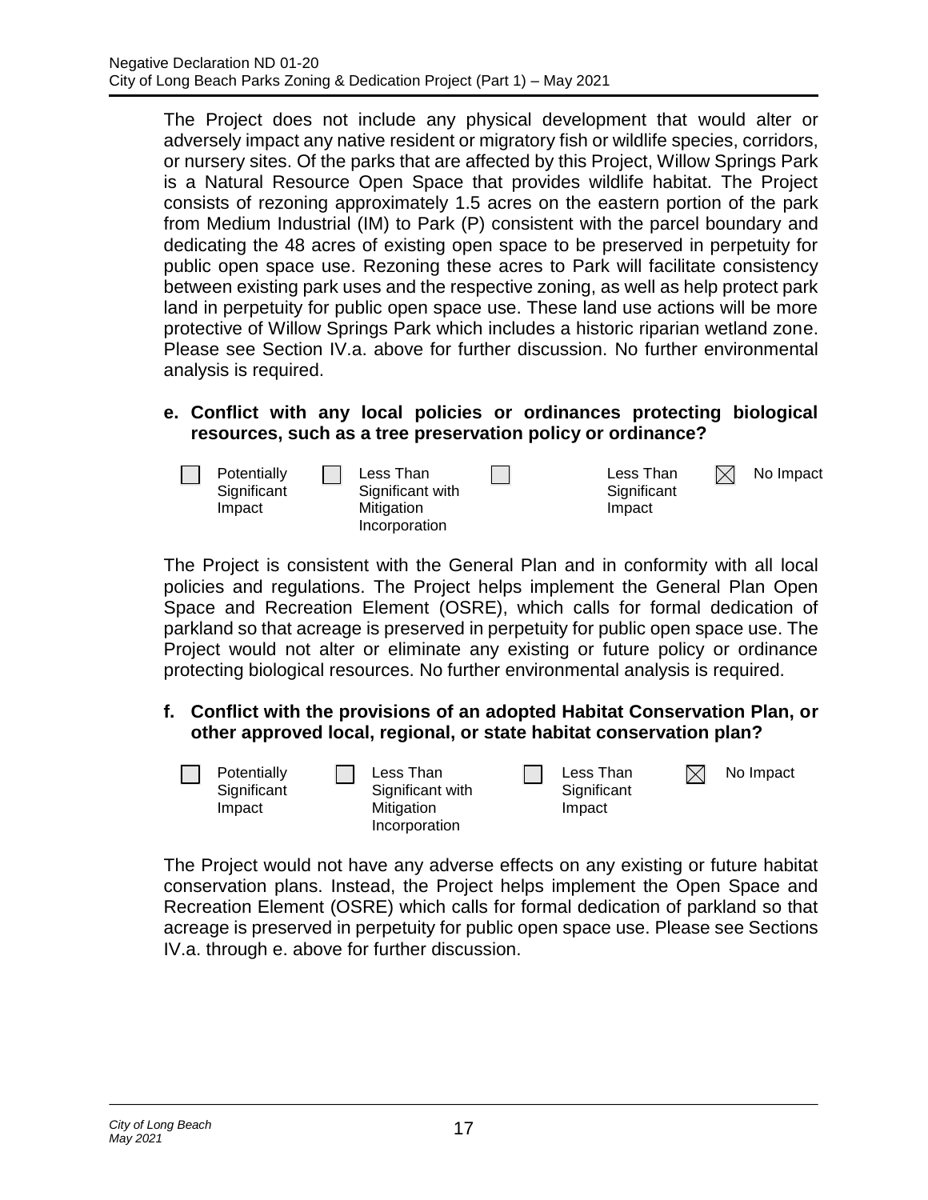The Project does not include any physical development that would alter or adversely impact any native resident or migratory fish or wildlife species, corridors, or nursery sites. Of the parks that are affected by this Project, Willow Springs Park is a Natural Resource Open Space that provides wildlife habitat. The Project consists of rezoning approximately 1.5 acres on the eastern portion of the park from Medium Industrial (IM) to Park (P) consistent with the parcel boundary and dedicating the 48 acres of existing open space to be preserved in perpetuity for public open space use. Rezoning these acres to Park will facilitate consistency between existing park uses and the respective zoning, as well as help protect park land in perpetuity for public open space use. These land use actions will be more protective of Willow Springs Park which includes a historic riparian wetland zone. Please see Section IV.a. above for further discussion. No further environmental analysis is required.

**e. Conflict with any local policies or ordinances protecting biological resources, such as a tree preservation policy or ordinance?**

☐ Potentially Significant Impact ☐ Less Than Significant with Mitigation Incorporation ☐ Less Than Significant Impact ☒ No Impact

The Project is consistent with the General Plan and in conformity with all local policies and regulations. The Project helps implement the General Plan Open Space and Recreation Element (OSRE), which calls for formal dedication of parkland so that acreage is preserved in perpetuity for public open space use. The Project would not alter or eliminate any existing or future policy or ordinance protecting biological resources. No further environmental analysis is required.

**f. Conflict with the provisions of an adopted Habitat Conservation Plan, or other approved local, regional, or state habitat conservation plan?**

☐ Potentially Significant Impact ☐ Less Than Significant with Mitigation Incorporation ☐ Less Than Significant Impact ☒ No Impact

The Project would not have any adverse effects on any existing or future habitat conservation plans. Instead, the Project helps implement the Open Space and Recreation Element (OSRE) which calls for formal dedication of parkland so that acreage is preserved in perpetuity for public open space use. Please see Sections IV.a. through e. above for further discussion.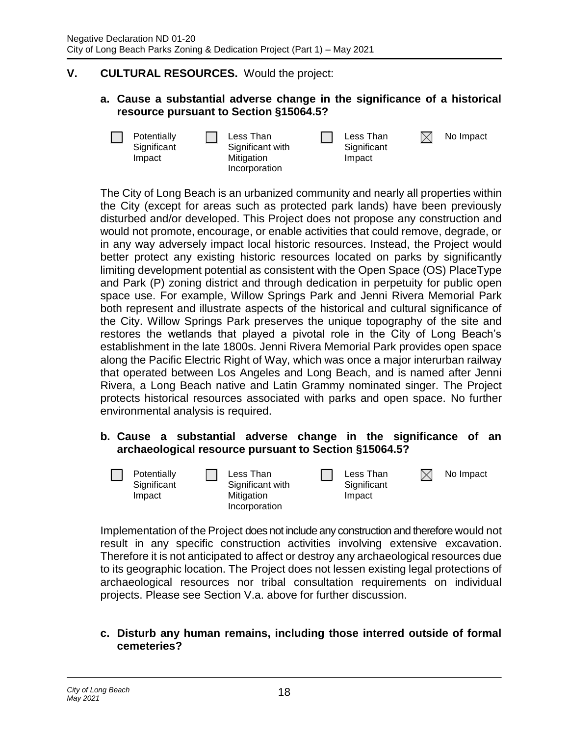## V. CULTURAL RESOURCES. Would the project:

### a. Cause a substantial adverse change in the significance of a historical resource pursuant to Section §15064.5?

☐ Potentially Significant Impact ☐ Less Than Significant with Mitigation Incorporation ☐ Less Than Significant Impact ☒ No Impact

The City of Long Beach is an urbanized community and nearly all properties within the City (except for areas such as protected park lands) have been previously disturbed and/or developed. This Project does not propose any construction and would not promote, encourage, or enable activities that could remove, degrade, or in any way adversely impact local historic resources. Instead, the Project would better protect any existing historic resources located on parks by significantly limiting development potential as consistent with the Open Space (OS) PlaceType and Park (P) zoning district and through dedication in perpetuity for public open space use. For example, Willow Springs Park and Jenni Rivera Memorial Park both represent and illustrate aspects of the historical and cultural significance of the City. Willow Springs Park preserves the unique topography of the site and restores the wetlands that played a pivotal role in the City of Long Beach's establishment in the late 1800s. Jenni Rivera Memorial Park provides open space along the Pacific Electric Right of Way, which was once a major interurban railway that operated between Los Angeles and Long Beach, and is named after Jenni Rivera, a Long Beach native and Latin Grammy nominated singer. The Project protects historical resources associated with parks and open space. No further environmental analysis is required.

### b. Cause a substantial adverse change in the significance of an archaeological resource pursuant to Section §15064.5?

☐ Potentially Significant Impact ☐ Less Than Significant with Mitigation Incorporation ☐ Less Than Significant Impact ☒ No Impact

Implementation of the Project does not include any construction and therefore would not result in any specific construction activities involving extensive excavation. Therefore it is not anticipated to affect or destroy any archaeological resources due to its geographic location. The Project does not lessen existing legal protections of archaeological resources nor tribal consultation requirements on individual projects. Please see Section V.a. above for further discussion.

### c. Disturb any human remains, including those interred outside of formal cemeteries?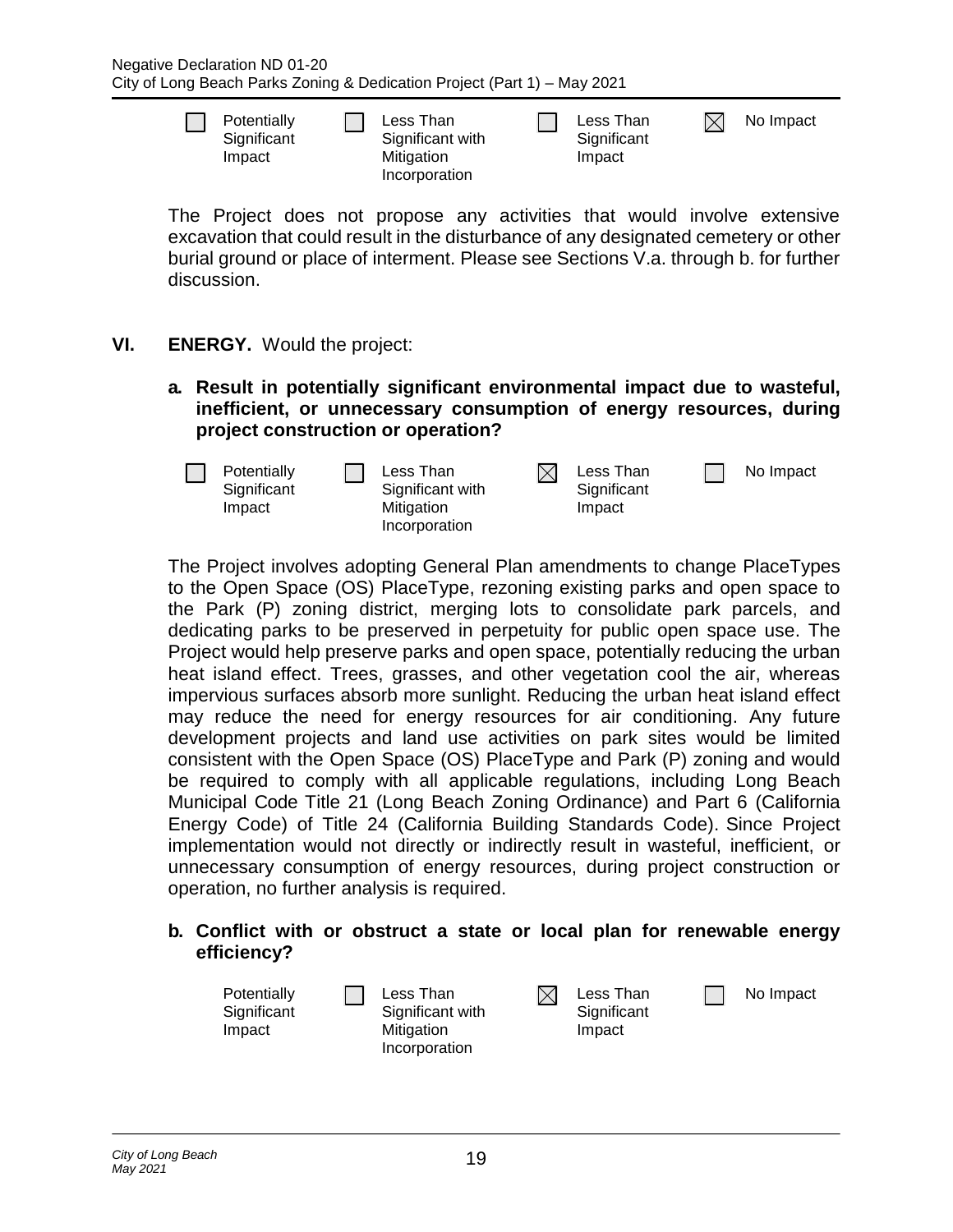☐ Potentially Significant Impact ☐ Less Than Significant with Mitigation Incorporation ☐ Less Than Significant Impact ☒ No Impact

The Project does not propose any activities that would involve extensive excavation that could result in the disturbance of any designated cemetery or other burial ground or place of interment. Please see Sections V.a. through b. for further discussion.

## VI. ENERGY. Would the project:

**a. Result in potentially significant environmental impact due to wasteful, inefficient, or unnecessary consumption of energy resources, during project construction or operation?**

☐ Potentially Significant Impact ☐ Less Than Significant with Mitigation Incorporation ☒ Less Than Significant Impact ☐ No Impact

The Project involves adopting General Plan amendments to change PlaceTypes to the Open Space (OS) PlaceType, rezoning existing parks and open space to the Park (P) zoning district, merging lots to consolidate park parcels, and dedicating parks to be preserved in perpetuity for public open space use. The Project would help preserve parks and open space, potentially reducing the urban heat island effect. Trees, grasses, and other vegetation cool the air, whereas impervious surfaces absorb more sunlight. Reducing the urban heat island effect may reduce the need for energy resources for air conditioning. Any future development projects and land use activities on park sites would be limited consistent with the Open Space (OS) PlaceType and Park (P) zoning and would be required to comply with all applicable regulations, including Long Beach Municipal Code Title 21 (Long Beach Zoning Ordinance) and Part 6 (California Energy Code) of Title 24 (California Building Standards Code). Since Project implementation would not directly or indirectly result in wasteful, inefficient, or unnecessary consumption of energy resources, during project construction or operation, no further analysis is required.

**b. Conflict with or obstruct a state or local plan for renewable energy efficiency?**

Potentially Significant Impact ☐ Less Than Significant with Mitigation Incorporation ☒ Less Than Significant Impact ☐ No Impact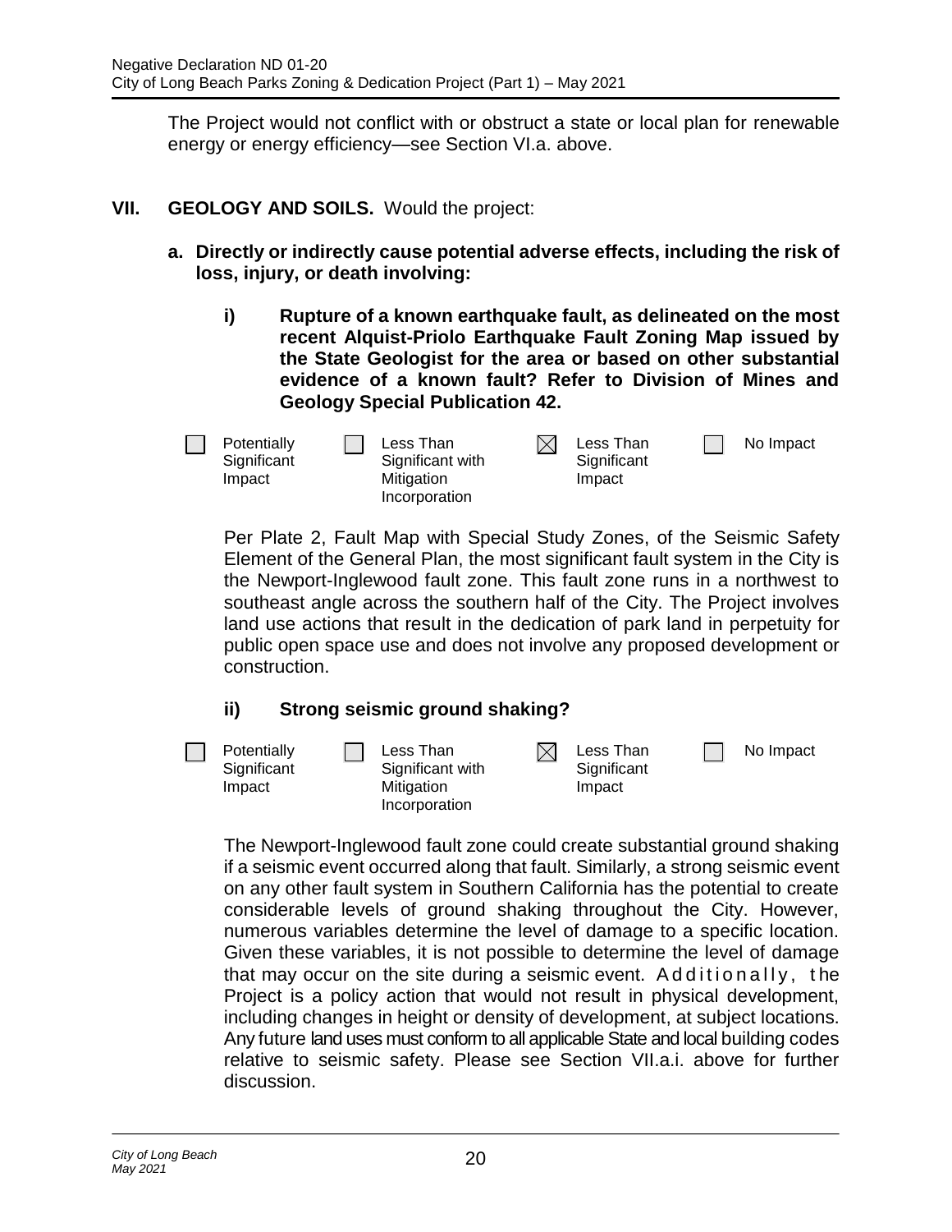The Project would not conflict with or obstruct a state or local plan for renewable energy or energy efficiency—see Section VI.a. above.

## VII. GEOLOGY AND SOILS. Would the project:

**a. Directly or indirectly cause potential adverse effects, including the risk of loss, injury, or death involving:**

**i) Rupture of a known earthquake fault, as delineated on the most recent Alquist-Priolo Earthquake Fault Zoning Map issued by the State Geologist for the area or based on other substantial evidence of a known fault? Refer to Division of Mines and Geology Special Publication 42.**

- ☐ Potentially Significant Impact
- ☐ Less Than Significant with Mitigation Incorporation
- ☒ Less Than Significant Impact
- ☐ No Impact

Per Plate 2, Fault Map with Special Study Zones, of the Seismic Safety Element of the General Plan, the most significant fault system in the City is the Newport-Inglewood fault zone. This fault zone runs in a northwest to southeast angle across the southern half of the City. The Project involves land use actions that result in the dedication of park land in perpetuity for public open space use and does not involve any proposed development or construction.

**ii) Strong seismic ground shaking?**

- ☐ Potentially Significant Impact
- ☐ Less Than Significant with Mitigation Incorporation
- ☒ Less Than Significant Impact
- ☐ No Impact

The Newport-Inglewood fault zone could create substantial ground shaking if a seismic event occurred along that fault. Similarly, a strong seismic event on any other fault system in Southern California has the potential to create considerable levels of ground shaking throughout the City. However, numerous variables determine the level of damage to a specific location. Given these variables, it is not possible to determine the level of damage that may occur on the site during a seismic event. Additionally, the Project is a policy action that would not result in physical development, including changes in height or density of development, at subject locations. Any future land uses must conform to all applicable State and local building codes relative to seismic safety. Please see Section VII.a.i. above for further discussion.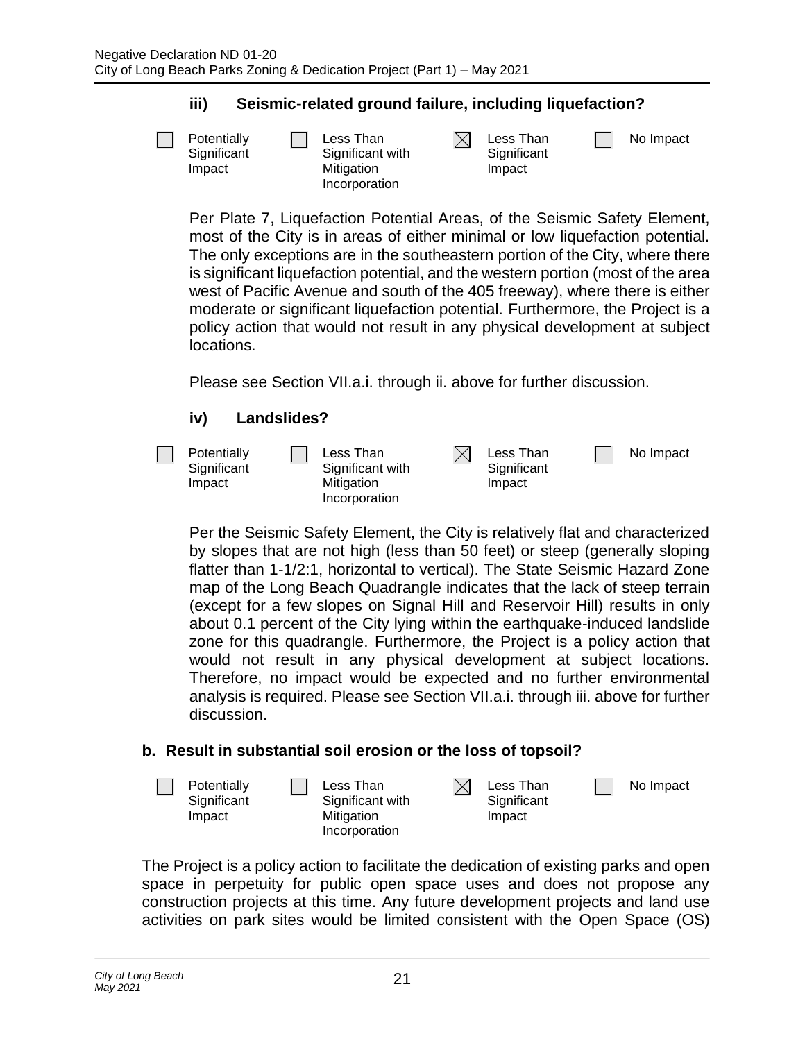#### iii) Seismic-related ground failure, including liquefaction?

- [ ] Potentially Significant Impact
- [ ] Less Than Significant with Mitigation Incorporation
- [x] Less Than Significant Impact
- [ ] No Impact

Per Plate 7, Liquefaction Potential Areas, of the Seismic Safety Element, most of the City is in areas of either minimal or low liquefaction potential. The only exceptions are in the southeastern portion of the City, where there is significant liquefaction potential, and the western portion (most of the area west of Pacific Avenue and south of the 405 freeway), where there is either moderate or significant liquefaction potential. Furthermore, the Project is a policy action that would not result in any physical development at subject locations.

Please see Section VII.a.i. through ii. above for further discussion.

#### iv) Landslides?

- [ ] Potentially Significant Impact
- [ ] Less Than Significant with Mitigation Incorporation
- [x] Less Than Significant Impact
- [ ] No Impact

Per the Seismic Safety Element, the City is relatively flat and characterized by slopes that are not high (less than 50 feet) or steep (generally sloping flatter than 1-1/2:1, horizontal to vertical). The State Seismic Hazard Zone map of the Long Beach Quadrangle indicates that the lack of steep terrain (except for a few slopes on Signal Hill and Reservoir Hill) results in only about 0.1 percent of the City lying within the earthquake-induced landslide zone for this quadrangle. Furthermore, the Project is a policy action that would not result in any physical development at subject locations. Therefore, no impact would be expected and no further environmental analysis is required. Please see Section VII.a.i. through iii. above for further discussion.

### b. Result in substantial soil erosion or the loss of topsoil?

- [ ] Potentially Significant Impact
- [ ] Less Than Significant with Mitigation Incorporation
- [x] Less Than Significant Impact
- [ ] No Impact

The Project is a policy action to facilitate the dedication of existing parks and open space in perpetuity for public open space uses and does not propose any construction projects at this time. Any future development projects and land use activities on park sites would be limited consistent with the Open Space (OS)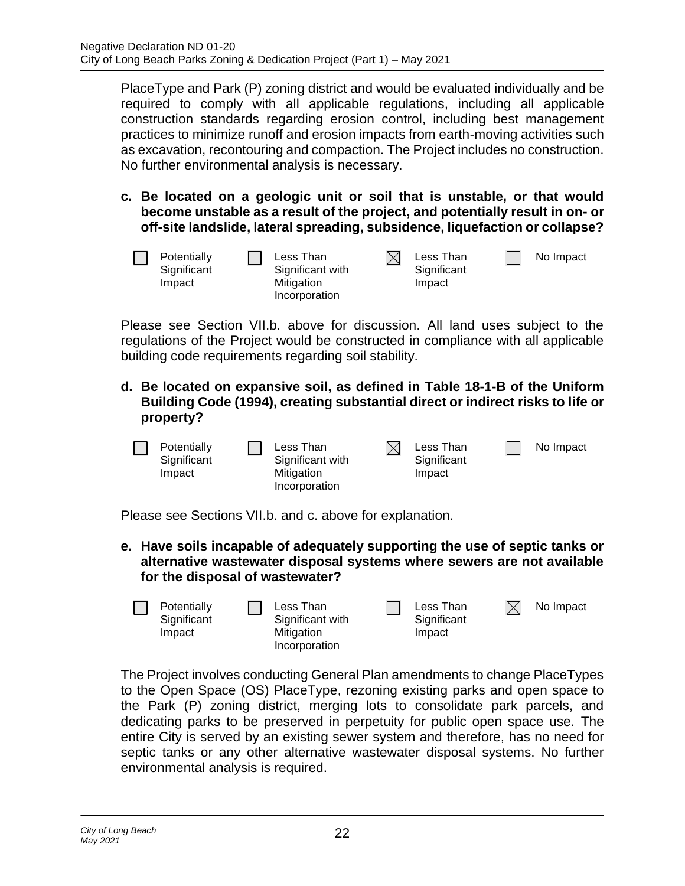PlaceType and Park (P) zoning district and would be evaluated individually and be required to comply with all applicable regulations, including all applicable construction standards regarding erosion control, including best management practices to minimize runoff and erosion impacts from earth-moving activities such as excavation, recontouring and compaction. The Project includes no construction. No further environmental analysis is necessary.

**c. Be located on a geologic unit or soil that is unstable, or that would become unstable as a result of the project, and potentially result in on- or off-site landslide, lateral spreading, subsidence, liquefaction or collapse?**

| ☐ Potentially Significant Impact | ☐ Less Than Significant with Mitigation Incorporation | ☒ Less Than Significant Impact | ☐ No Impact |
|---|---|---|---|

Please see Section VII.b. above for discussion. All land uses subject to the regulations of the Project would be constructed in compliance with all applicable building code requirements regarding soil stability.

**d. Be located on expansive soil, as defined in Table 18-1-B of the Uniform Building Code (1994), creating substantial direct or indirect risks to life or property?**

| ☐ Potentially Significant Impact | ☐ Less Than Significant with Mitigation Incorporation | ☒ Less Than Significant Impact | ☐ No Impact |
|---|---|---|---|

Please see Sections VII.b. and c. above for explanation.

**e. Have soils incapable of adequately supporting the use of septic tanks or alternative wastewater disposal systems where sewers are not available for the disposal of wastewater?**

| ☐ Potentially Significant Impact | ☐ Less Than Significant with Mitigation Incorporation | ☐ Less Than Significant Impact | ☒ No Impact |
|---|---|---|---|

The Project involves conducting General Plan amendments to change PlaceTypes to the Open Space (OS) PlaceType, rezoning existing parks and open space to the Park (P) zoning district, merging lots to consolidate park parcels, and dedicating parks to be preserved in perpetuity for public open space use. The entire City is served by an existing sewer system and therefore, has no need for septic tanks or any other alternative wastewater disposal systems. No further environmental analysis is required.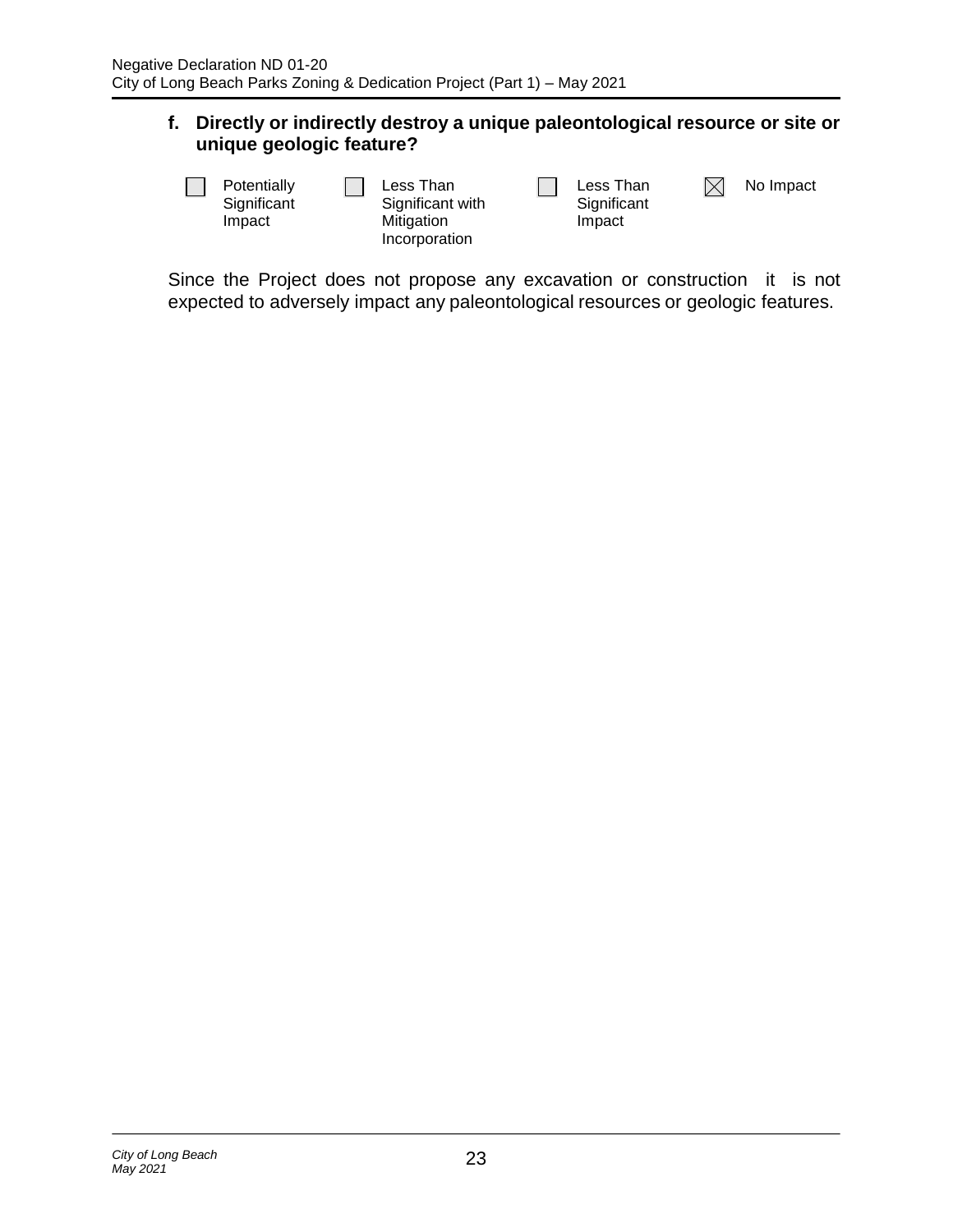**f. Directly or indirectly destroy a unique paleontological resource or site or unique geologic feature?**

☐ Potentially Significant Impact ☐ Less Than Significant with Mitigation Incorporation ☐ Less Than Significant Impact ☒ No Impact

Since the Project does not propose any excavation or construction it is not expected to adversely impact any paleontological resources or geologic features.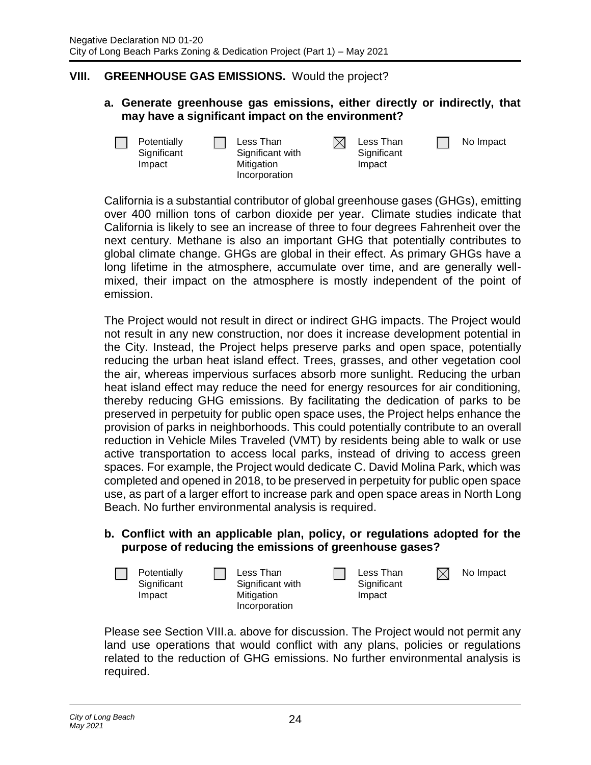## VIII. GREENHOUSE GAS EMISSIONS. Would the project?

**a. Generate greenhouse gas emissions, either directly or indirectly, that may have a significant impact on the environment?**

| ☐ Potentially Significant Impact | ☐ Less Than Significant with Mitigation Incorporation | ☒ Less Than Significant Impact | ☐ No Impact |
|---|---|---|---|

California is a substantial contributor of global greenhouse gases (GHGs), emitting over 400 million tons of carbon dioxide per year. Climate studies indicate that California is likely to see an increase of three to four degrees Fahrenheit over the next century. Methane is also an important GHG that potentially contributes to global climate change. GHGs are global in their effect. As primary GHGs have a long lifetime in the atmosphere, accumulate over time, and are generally well-mixed, their impact on the atmosphere is mostly independent of the point of emission.

The Project would not result in direct or indirect GHG impacts. The Project would not result in any new construction, nor does it increase development potential in the City. Instead, the Project helps preserve parks and open space, potentially reducing the urban heat island effect. Trees, grasses, and other vegetation cool the air, whereas impervious surfaces absorb more sunlight. Reducing the urban heat island effect may reduce the need for energy resources for air conditioning, thereby reducing GHG emissions. By facilitating the dedication of parks to be preserved in perpetuity for public open space uses, the Project helps enhance the provision of parks in neighborhoods. This could potentially contribute to an overall reduction in Vehicle Miles Traveled (VMT) by residents being able to walk or use active transportation to access local parks, instead of driving to access green spaces. For example, the Project would dedicate C. David Molina Park, which was completed and opened in 2018, to be preserved in perpetuity for public open space use, as part of a larger effort to increase park and open space areas in North Long Beach. No further environmental analysis is required.

**b. Conflict with an applicable plan, policy, or regulations adopted for the purpose of reducing the emissions of greenhouse gases?**

| ☐ Potentially Significant Impact | ☐ Less Than Significant with Mitigation Incorporation | ☐ Less Than Significant Impact | ☒ No Impact |
|---|---|---|---|

Please see Section VIII.a. above for discussion. The Project would not permit any land use operations that would conflict with any plans, policies or regulations related to the reduction of GHG emissions. No further environmental analysis is required.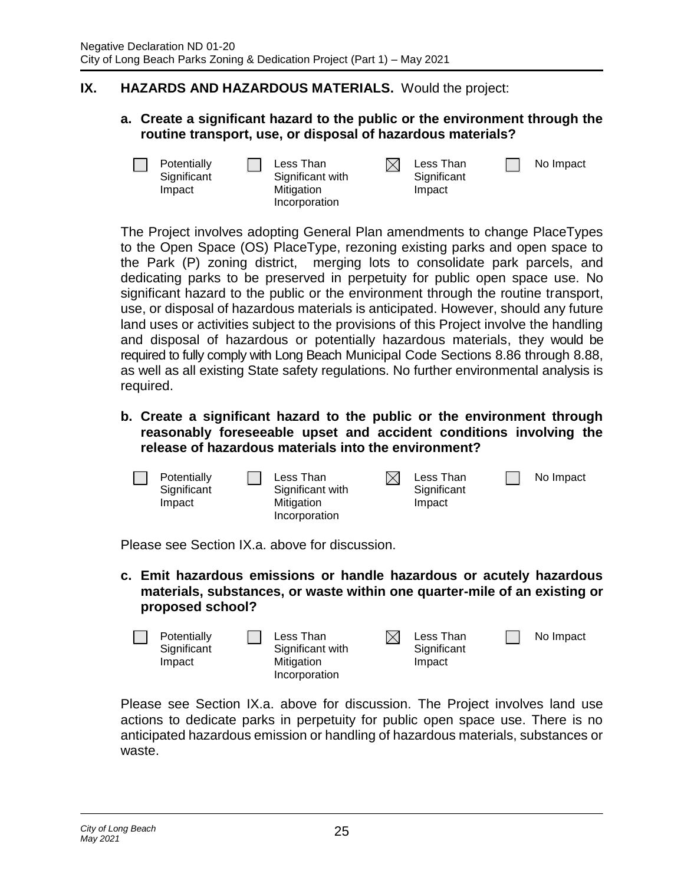## IX. HAZARDS AND HAZARDOUS MATERIALS. Would the project:

**a. Create a significant hazard to the public or the environment through the routine transport, use, or disposal of hazardous materials?**

☐ Potentially Significant Impact ☐ Less Than Significant with Mitigation Incorporation ☒ Less Than Significant Impact ☐ No Impact

The Project involves adopting General Plan amendments to change PlaceTypes to the Open Space (OS) PlaceType, rezoning existing parks and open space to the Park (P) zoning district, merging lots to consolidate park parcels, and dedicating parks to be preserved in perpetuity for public open space use. No significant hazard to the public or the environment through the routine transport, use, or disposal of hazardous materials is anticipated. However, should any future land uses or activities subject to the provisions of this Project involve the handling and disposal of hazardous or potentially hazardous materials, they would be required to fully comply with Long Beach Municipal Code Sections 8.86 through 8.88, as well as all existing State safety regulations. No further environmental analysis is required.

**b. Create a significant hazard to the public or the environment through reasonably foreseeable upset and accident conditions involving the release of hazardous materials into the environment?**

☐ Potentially Significant Impact ☐ Less Than Significant with Mitigation Incorporation ☒ Less Than Significant Impact ☐ No Impact

Please see Section IX.a. above for discussion.

**c. Emit hazardous emissions or handle hazardous or acutely hazardous materials, substances, or waste within one quarter-mile of an existing or proposed school?**

☐ Potentially Significant Impact ☐ Less Than Significant with Mitigation Incorporation ☒ Less Than Significant Impact ☐ No Impact

Please see Section IX.a. above for discussion. The Project involves land use actions to dedicate parks in perpetuity for public open space use. There is no anticipated hazardous emission or handling of hazardous materials, substances or waste.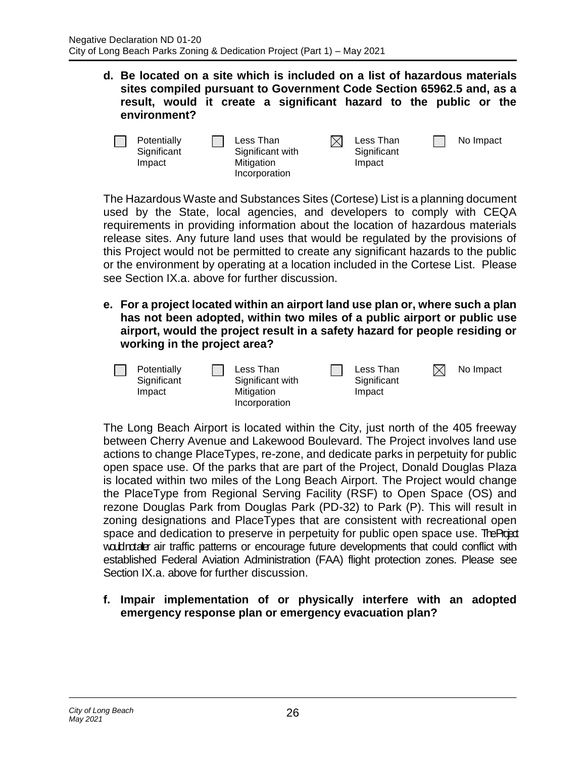**d. Be located on a site which is included on a list of hazardous materials sites compiled pursuant to Government Code Section 65962.5 and, as a result, would it create a significant hazard to the public or the environment?**

☐ Potentially Significant Impact ☐ Less Than Significant with Mitigation Incorporation ☒ Less Than Significant Impact ☐ No Impact

The Hazardous Waste and Substances Sites (Cortese) List is a planning document used by the State, local agencies, and developers to comply with CEQA requirements in providing information about the location of hazardous materials release sites. Any future land uses that would be regulated by the provisions of this Project would not be permitted to create any significant hazards to the public or the environment by operating at a location included in the Cortese List. Please see Section IX.a. above for further discussion.

**e. For a project located within an airport land use plan or, where such a plan has not been adopted, within two miles of a public airport or public use airport, would the project result in a safety hazard for people residing or working in the project area?**

☐ Potentially Significant Impact ☐ Less Than Significant with Mitigation Incorporation ☐ Less Than Significant Impact ☒ No Impact

The Long Beach Airport is located within the City, just north of the 405 freeway between Cherry Avenue and Lakewood Boulevard. The Project involves land use actions to change PlaceTypes, re-zone, and dedicate parks in perpetuity for public open space use. Of the parks that are part of the Project, Donald Douglas Plaza is located within two miles of the Long Beach Airport. The Project would change the PlaceType from Regional Serving Facility (RSF) to Open Space (OS) and rezone Douglas Park from Douglas Park (PD-32) to Park (P). This will result in zoning designations and PlaceTypes that are consistent with recreational open space and dedication to preserve in perpetuity for public open space use. The Project would not alter air traffic patterns or encourage future developments that could conflict with established Federal Aviation Administration (FAA) flight protection zones. Please see Section IX.a. above for further discussion.

**f. Impair implementation of or physically interfere with an adopted emergency response plan or emergency evacuation plan?**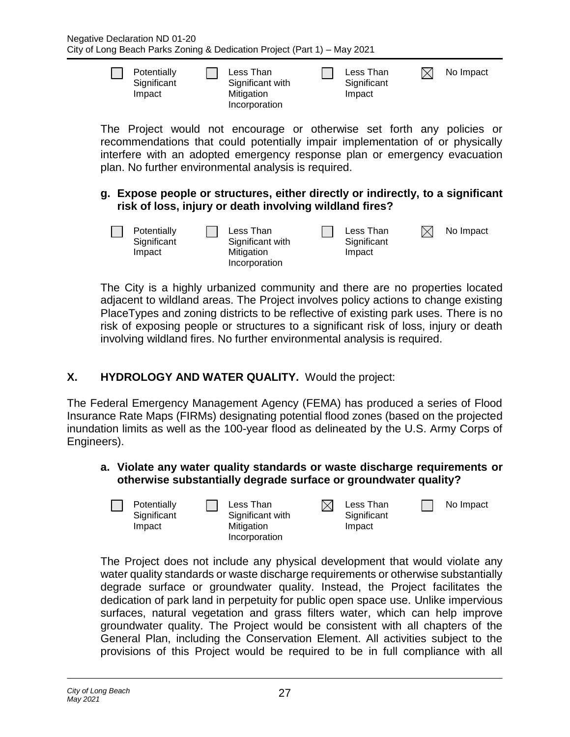☐ Potentially Significant Impact ☐ Less Than Significant with Mitigation Incorporation ☐ Less Than Significant Impact ☒ No Impact

The Project would not encourage or otherwise set forth any policies or recommendations that could potentially impair implementation of or physically interfere with an adopted emergency response plan or emergency evacuation plan. No further environmental analysis is required.

**g. Expose people or structures, either directly or indirectly, to a significant risk of loss, injury or death involving wildland fires?**

☐ Potentially Significant Impact ☐ Less Than Significant with Mitigation Incorporation ☐ Less Than Significant Impact ☒ No Impact

The City is a highly urbanized community and there are no properties located adjacent to wildland areas. The Project involves policy actions to change existing PlaceTypes and zoning districts to be reflective of existing park uses. There is no risk of exposing people or structures to a significant risk of loss, injury or death involving wildland fires. No further environmental analysis is required.

## X. HYDROLOGY AND WATER QUALITY. Would the project:

The Federal Emergency Management Agency (FEMA) has produced a series of Flood Insurance Rate Maps (FIRMs) designating potential flood zones (based on the projected inundation limits as well as the 100-year flood as delineated by the U.S. Army Corps of Engineers).

**a. Violate any water quality standards or waste discharge requirements or otherwise substantially degrade surface or groundwater quality?**

☐ Potentially Significant Impact ☐ Less Than Significant with Mitigation Incorporation ☒ Less Than Significant Impact ☐ No Impact

The Project does not include any physical development that would violate any water quality standards or waste discharge requirements or otherwise substantially degrade surface or groundwater quality. Instead, the Project facilitates the dedication of park land in perpetuity for public open space use. Unlike impervious surfaces, natural vegetation and grass filters water, which can help improve groundwater quality. The Project would be consistent with all chapters of the General Plan, including the Conservation Element. All activities subject to the provisions of this Project would be required to be in full compliance with all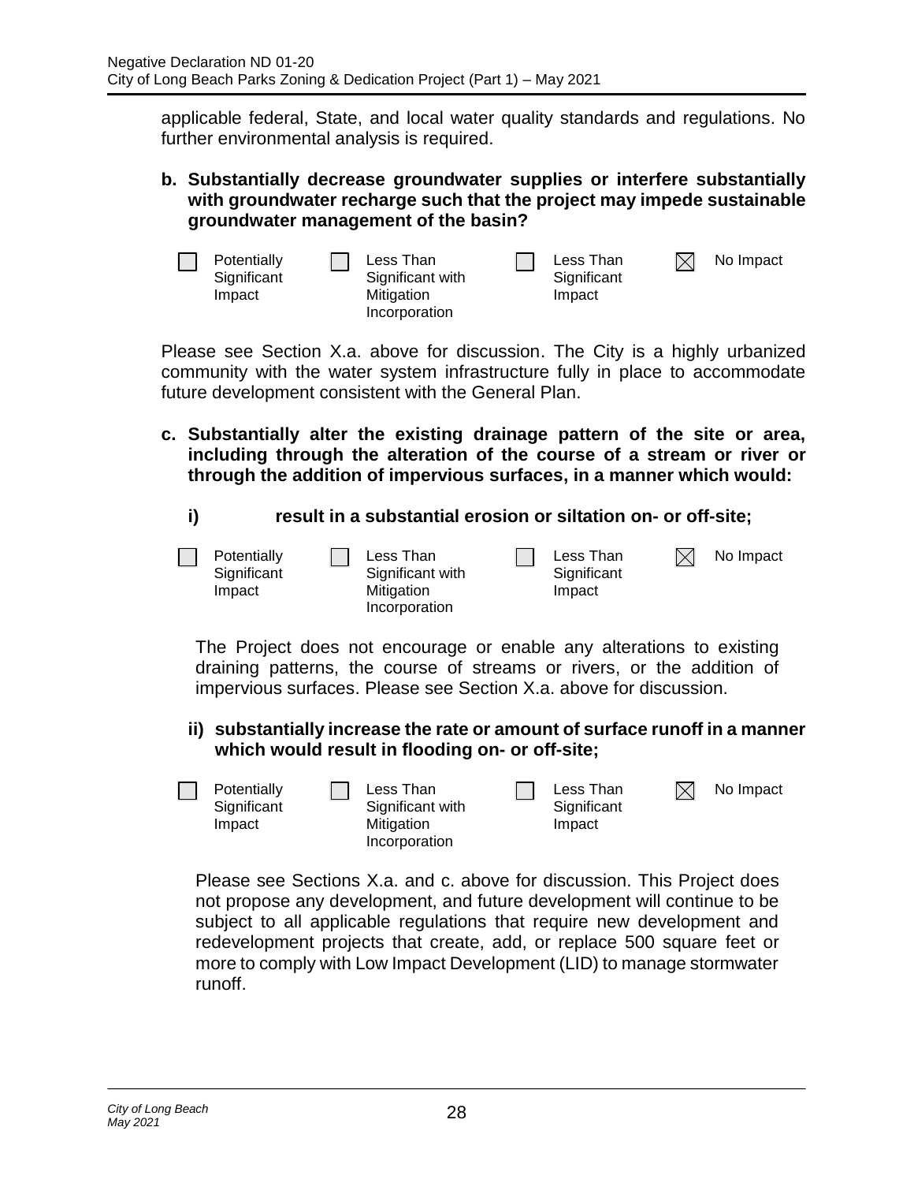applicable federal, State, and local water quality standards and regulations. No further environmental analysis is required.

**b. Substantially decrease groundwater supplies or interfere substantially with groundwater recharge such that the project may impede sustainable groundwater management of the basin?**

☐ Potentially Significant Impact ☐ Less Than Significant with Mitigation Incorporation ☐ Less Than Significant Impact ☒ No Impact

Please see Section X.a. above for discussion. The City is a highly urbanized community with the water system infrastructure fully in place to accommodate future development consistent with the General Plan.

**c. Substantially alter the existing drainage pattern of the site or area, including through the alteration of the course of a stream or river or through the addition of impervious surfaces, in a manner which would:**

**i) result in a substantial erosion or siltation on- or off-site;**

☐ Potentially Significant Impact ☐ Less Than Significant with Mitigation Incorporation ☐ Less Than Significant Impact ☒ No Impact

The Project does not encourage or enable any alterations to existing draining patterns, the course of streams or rivers, or the addition of impervious surfaces. Please see Section X.a. above for discussion.

**ii) substantially increase the rate or amount of surface runoff in a manner which would result in flooding on- or off-site;**

☐ Potentially Significant Impact ☐ Less Than Significant with Mitigation Incorporation ☐ Less Than Significant Impact ☒ No Impact

Please see Sections X.a. and c. above for discussion. This Project does not propose any development, and future development will continue to be subject to all applicable regulations that require new development and redevelopment projects that create, add, or replace 500 square feet or more to comply with Low Impact Development (LID) to manage stormwater runoff.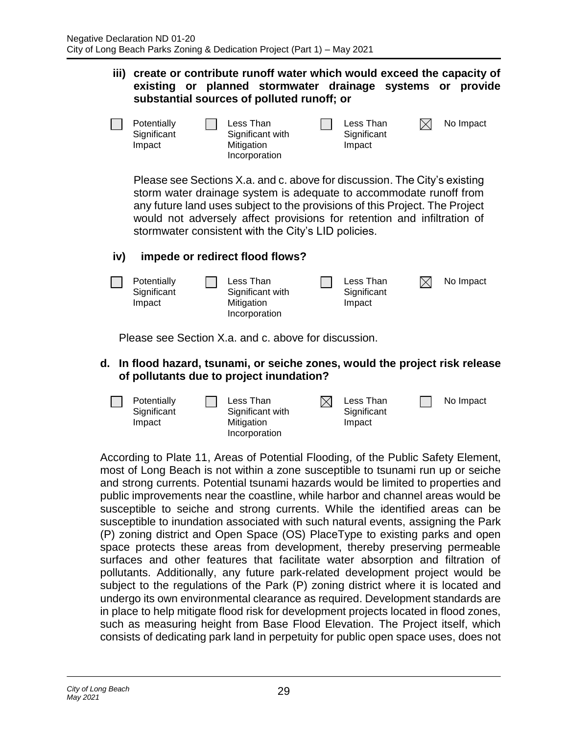**iii) create or contribute runoff water which would exceed the capacity of existing or planned stormwater drainage systems or provide substantial sources of polluted runoff; or**

| ☐ Potentially Significant Impact | ☐ Less Than Significant with Mitigation Incorporation | ☐ Less Than Significant Impact | ☒ No Impact |
|---|---|---|---|

Please see Sections X.a. and c. above for discussion. The City's existing storm water drainage system is adequate to accommodate runoff from any future land uses subject to the provisions of this Project. The Project would not adversely affect provisions for retention and infiltration of stormwater consistent with the City's LID policies.

**iv) impede or redirect flood flows?**

| ☐ Potentially Significant Impact | ☐ Less Than Significant with Mitigation Incorporation | ☐ Less Than Significant Impact | ☒ No Impact |
|---|---|---|---|

Please see Section X.a. and c. above for discussion.

**d. In flood hazard, tsunami, or seiche zones, would the project risk release of pollutants due to project inundation?**

| ☐ Potentially Significant Impact | ☐ Less Than Significant with Mitigation Incorporation | ☒ Less Than Significant Impact | ☐ No Impact |
|---|---|---|---|

According to Plate 11, Areas of Potential Flooding, of the Public Safety Element, most of Long Beach is not within a zone susceptible to tsunami run up or seiche and strong currents. Potential tsunami hazards would be limited to properties and public improvements near the coastline, while harbor and channel areas would be susceptible to seiche and strong currents. While the identified areas can be susceptible to inundation associated with such natural events, assigning the Park (P) zoning district and Open Space (OS) PlaceType to existing parks and open space protects these areas from development, thereby preserving permeable surfaces and other features that facilitate water absorption and filtration of pollutants. Additionally, any future park-related development project would be subject to the regulations of the Park (P) zoning district where it is located and undergo its own environmental clearance as required. Development standards are in place to help mitigate flood risk for development projects located in flood zones, such as measuring height from Base Flood Elevation. The Project itself, which consists of dedicating park land in perpetuity for public open space uses, does not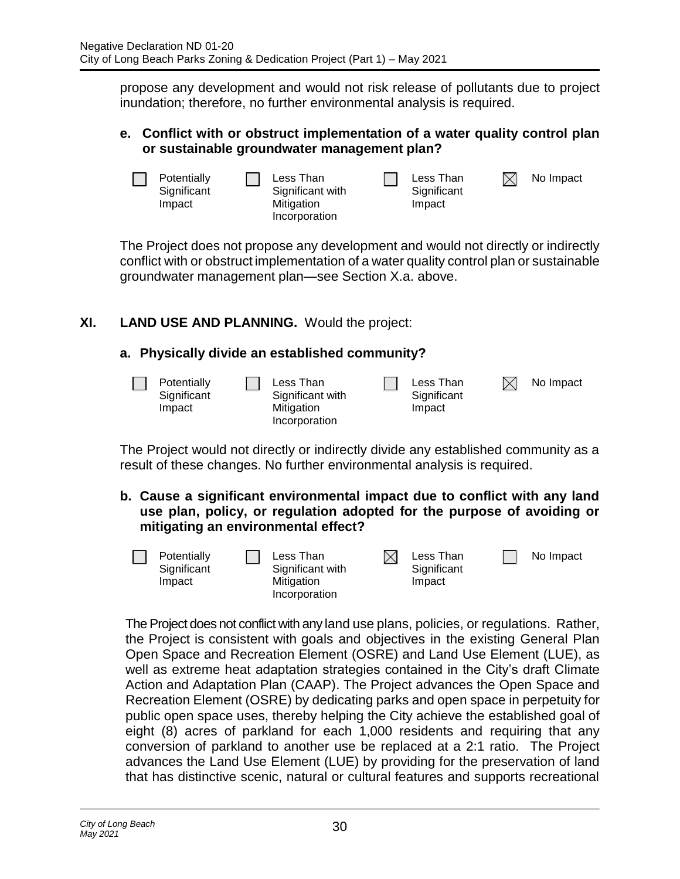propose any development and would not risk release of pollutants due to project inundation; therefore, no further environmental analysis is required.

**e. Conflict with or obstruct implementation of a water quality control plan or sustainable groundwater management plan?**

| ☐ Potentially Significant Impact | ☐ Less Than Significant with Mitigation Incorporation | ☐ Less Than Significant Impact | ☒ No Impact |
|---|---|---|---|

The Project does not propose any development and would not directly or indirectly conflict with or obstruct implementation of a water quality control plan or sustainable groundwater management plan—see Section X.a. above.

## XI. LAND USE AND PLANNING. Would the project:

**a. Physically divide an established community?**

| ☐ Potentially Significant Impact | ☐ Less Than Significant with Mitigation Incorporation | ☐ Less Than Significant Impact | ☒ No Impact |
|---|---|---|---|

The Project would not directly or indirectly divide any established community as a result of these changes. No further environmental analysis is required.

**b. Cause a significant environmental impact due to conflict with any land use plan, policy, or regulation adopted for the purpose of avoiding or mitigating an environmental effect?**

| ☐ Potentially Significant Impact | ☐ Less Than Significant with Mitigation Incorporation | ☒ Less Than Significant Impact | ☐ No Impact |
|---|---|---|---|

The Project does not conflict with any land use plans, policies, or regulations. Rather, the Project is consistent with goals and objectives in the existing General Plan Open Space and Recreation Element (OSRE) and Land Use Element (LUE), as well as extreme heat adaptation strategies contained in the City's draft Climate Action and Adaptation Plan (CAAP). The Project advances the Open Space and Recreation Element (OSRE) by dedicating parks and open space in perpetuity for public open space uses, thereby helping the City achieve the established goal of eight (8) acres of parkland for each 1,000 residents and requiring that any conversion of parkland to another use be replaced at a 2:1 ratio. The Project advances the Land Use Element (LUE) by providing for the preservation of land that has distinctive scenic, natural or cultural features and supports recreational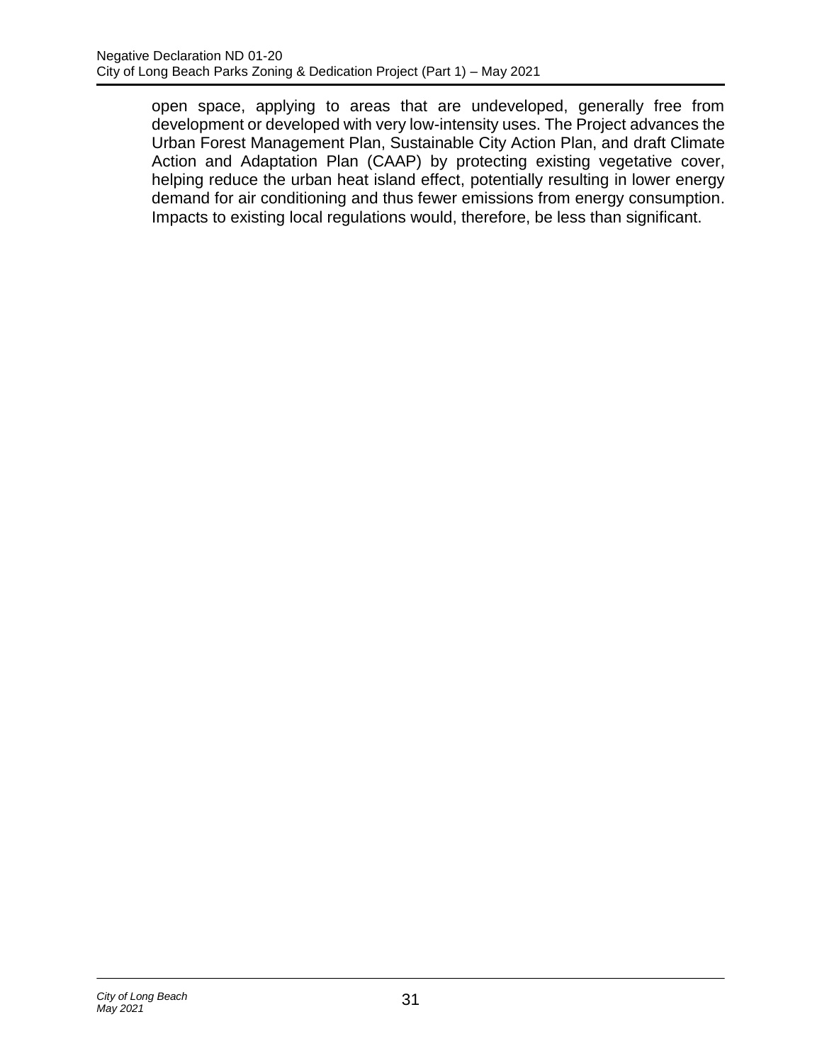open space, applying to areas that are undeveloped, generally free from development or developed with very low-intensity uses. The Project advances the Urban Forest Management Plan, Sustainable City Action Plan, and draft Climate Action and Adaptation Plan (CAAP) by protecting existing vegetative cover, helping reduce the urban heat island effect, potentially resulting in lower energy demand for air conditioning and thus fewer emissions from energy consumption. Impacts to existing local regulations would, therefore, be less than significant.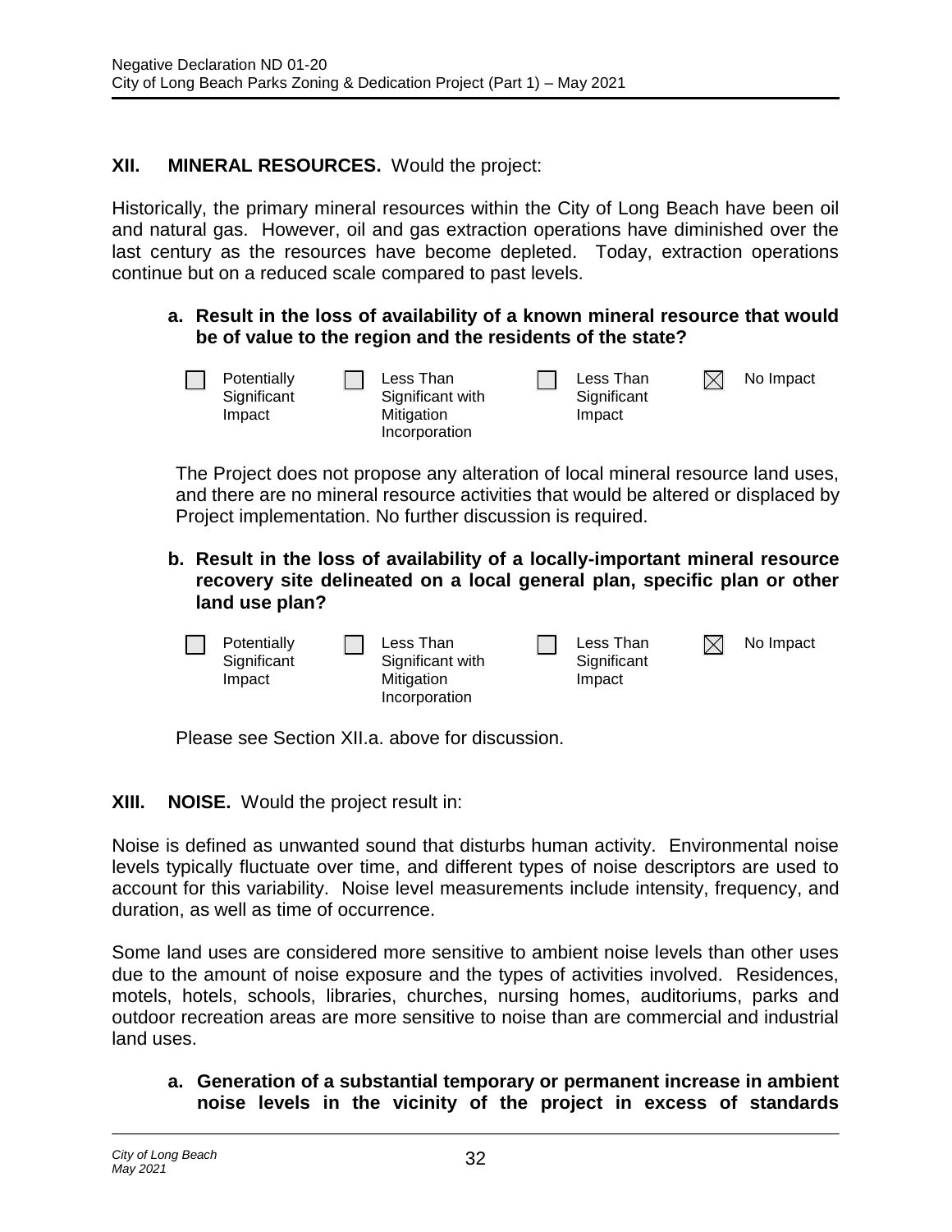## XII. MINERAL RESOURCES. Would the project:

Historically, the primary mineral resources within the City of Long Beach have been oil and natural gas. However, oil and gas extraction operations have diminished over the last century as the resources have become depleted. Today, extraction operations continue but on a reduced scale compared to past levels.

**a. Result in the loss of availability of a known mineral resource that would be of value to the region and the residents of the state?**

| ☐ Potentially Significant Impact | ☐ Less Than Significant with Mitigation Incorporation | ☐ Less Than Significant Impact | ☒ No Impact |
|---|---|---|---|

The Project does not propose any alteration of local mineral resource land uses, and there are no mineral resource activities that would be altered or displaced by Project implementation. No further discussion is required.

**b. Result in the loss of availability of a locally-important mineral resource recovery site delineated on a local general plan, specific plan or other land use plan?**

| ☐ Potentially Significant Impact | ☐ Less Than Significant with Mitigation Incorporation | ☐ Less Than Significant Impact | ☒ No Impact |
|---|---|---|---|

Please see Section XII.a. above for discussion.

## XIII. NOISE. Would the project result in:

Noise is defined as unwanted sound that disturbs human activity. Environmental noise levels typically fluctuate over time, and different types of noise descriptors are used to account for this variability. Noise level measurements include intensity, frequency, and duration, as well as time of occurrence.

Some land uses are considered more sensitive to ambient noise levels than other uses due to the amount of noise exposure and the types of activities involved. Residences, motels, hotels, schools, libraries, churches, nursing homes, auditoriums, parks and outdoor recreation areas are more sensitive to noise than are commercial and industrial land uses.

**a. Generation of a substantial temporary or permanent increase in ambient noise levels in the vicinity of the project in excess of standards**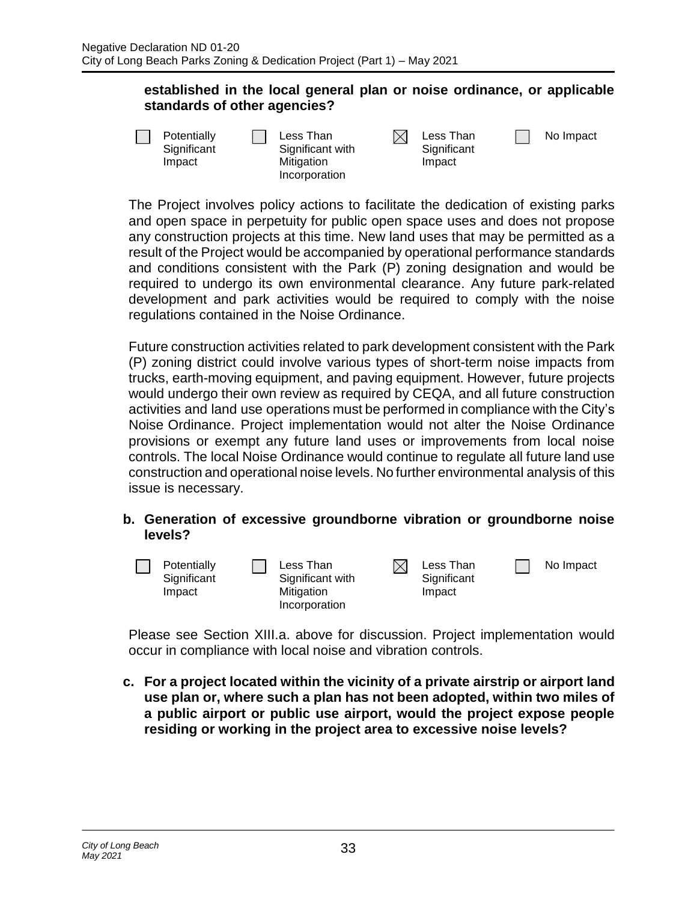**established in the local general plan or noise ordinance, or applicable standards of other agencies?**

☐ Potentially Significant Impact ☐ Less Than Significant with Mitigation Incorporation ☒ Less Than Significant Impact ☐ No Impact

The Project involves policy actions to facilitate the dedication of existing parks and open space in perpetuity for public open space uses and does not propose any construction projects at this time. New land uses that may be permitted as a result of the Project would be accompanied by operational performance standards and conditions consistent with the Park (P) zoning designation and would be required to undergo its own environmental clearance. Any future park-related development and park activities would be required to comply with the noise regulations contained in the Noise Ordinance.

Future construction activities related to park development consistent with the Park (P) zoning district could involve various types of short-term noise impacts from trucks, earth-moving equipment, and paving equipment. However, future projects would undergo their own review as required by CEQA, and all future construction activities and land use operations must be performed in compliance with the City's Noise Ordinance. Project implementation would not alter the Noise Ordinance provisions or exempt any future land uses or improvements from local noise controls. The local Noise Ordinance would continue to regulate all future land use construction and operational noise levels. No further environmental analysis of this issue is necessary.

**b. Generation of excessive groundborne vibration or groundborne noise levels?**

☐ Potentially Significant Impact ☐ Less Than Significant with Mitigation Incorporation ☒ Less Than Significant Impact ☐ No Impact

Please see Section XIII.a. above for discussion. Project implementation would occur in compliance with local noise and vibration controls.

**c. For a project located within the vicinity of a private airstrip or airport land use plan or, where such a plan has not been adopted, within two miles of a public airport or public use airport, would the project expose people residing or working in the project area to excessive noise levels?**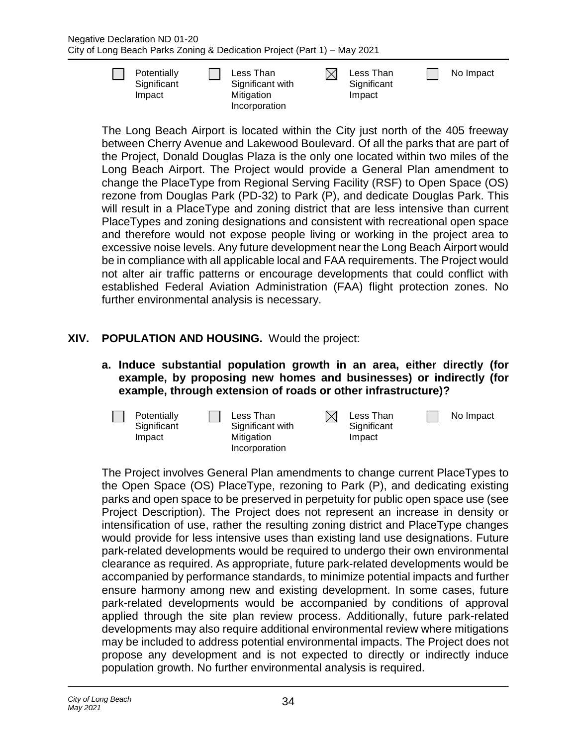☐ Potentially Significant Impact ☐ Less Than Significant with Mitigation Incorporation ☒ Less Than Significant Impact ☐ No Impact

The Long Beach Airport is located within the City just north of the 405 freeway between Cherry Avenue and Lakewood Boulevard. Of all the parks that are part of the Project, Donald Douglas Plaza is the only one located within two miles of the Long Beach Airport. The Project would provide a General Plan amendment to change the PlaceType from Regional Serving Facility (RSF) to Open Space (OS) rezone from Douglas Park (PD-32) to Park (P), and dedicate Douglas Park. This will result in a PlaceType and zoning district that are less intensive than current PlaceTypes and zoning designations and consistent with recreational open space and therefore would not expose people living or working in the project area to excessive noise levels. Any future development near the Long Beach Airport would be in compliance with all applicable local and FAA requirements. The Project would not alter air traffic patterns or encourage developments that could conflict with established Federal Aviation Administration (FAA) flight protection zones. No further environmental analysis is necessary.

## XIV. POPULATION AND HOUSING. Would the project:

**a. Induce substantial population growth in an area, either directly (for example, by proposing new homes and businesses) or indirectly (for example, through extension of roads or other infrastructure)?**

☐ Potentially Significant Impact ☐ Less Than Significant with Mitigation Incorporation ☒ Less Than Significant Impact ☐ No Impact

The Project involves General Plan amendments to change current PlaceTypes to the Open Space (OS) PlaceType, rezoning to Park (P), and dedicating existing parks and open space to be preserved in perpetuity for public open space use (see Project Description). The Project does not represent an increase in density or intensification of use, rather the resulting zoning district and PlaceType changes would provide for less intensive uses than existing land use designations. Future park-related developments would be required to undergo their own environmental clearance as required. As appropriate, future park-related developments would be accompanied by performance standards, to minimize potential impacts and further ensure harmony among new and existing development. In some cases, future park-related developments would be accompanied by conditions of approval applied through the site plan review process. Additionally, future park-related developments may also require additional environmental review where mitigations may be included to address potential environmental impacts. The Project does not propose any development and is not expected to directly or indirectly induce population growth. No further environmental analysis is required.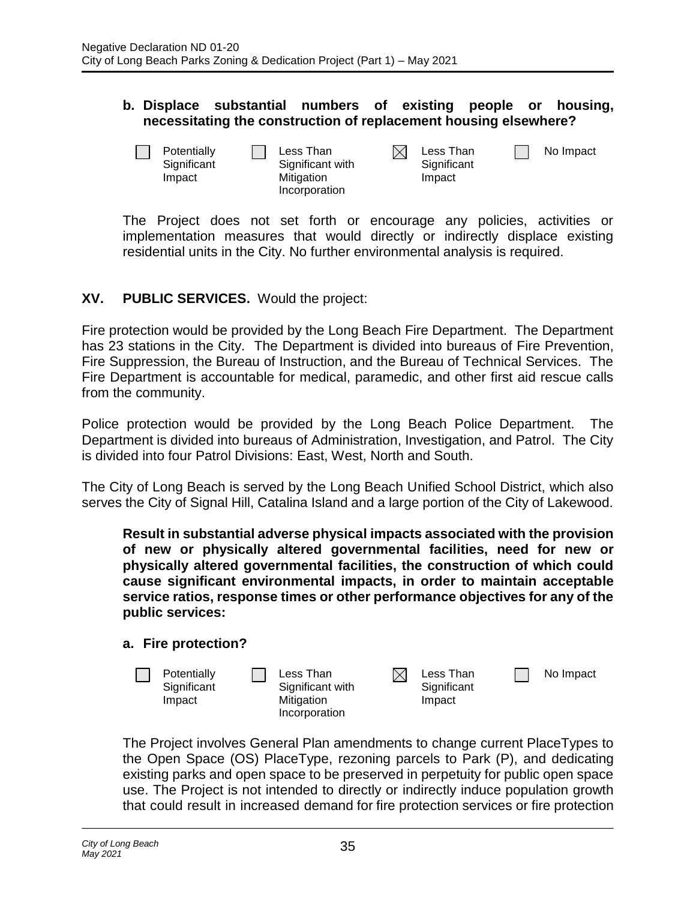**b. Displace substantial numbers of existing people or housing, necessitating the construction of replacement housing elsewhere?**

☐ Potentially Significant Impact ☐ Less Than Significant with Mitigation Incorporation ☒ Less Than Significant Impact ☐ No Impact

The Project does not set forth or encourage any policies, activities or implementation measures that would directly or indirectly displace existing residential units in the City. No further environmental analysis is required.

## XV. PUBLIC SERVICES. Would the project:

Fire protection would be provided by the Long Beach Fire Department. The Department has 23 stations in the City. The Department is divided into bureaus of Fire Prevention, Fire Suppression, the Bureau of Instruction, and the Bureau of Technical Services. The Fire Department is accountable for medical, paramedic, and other first aid rescue calls from the community.

Police protection would be provided by the Long Beach Police Department. The Department is divided into bureaus of Administration, Investigation, and Patrol. The City is divided into four Patrol Divisions: East, West, North and South.

The City of Long Beach is served by the Long Beach Unified School District, which also serves the City of Signal Hill, Catalina Island and a large portion of the City of Lakewood.

**Result in substantial adverse physical impacts associated with the provision of new or physically altered governmental facilities, need for new or physically altered governmental facilities, the construction of which could cause significant environmental impacts, in order to maintain acceptable service ratios, response times or other performance objectives for any of the public services:**

**a. Fire protection?**

☐ Potentially Significant Impact ☐ Less Than Significant with Mitigation Incorporation ☒ Less Than Significant Impact ☐ No Impact

The Project involves General Plan amendments to change current PlaceTypes to the Open Space (OS) PlaceType, rezoning parcels to Park (P), and dedicating existing parks and open space to be preserved in perpetuity for public open space use. The Project is not intended to directly or indirectly induce population growth that could result in increased demand for fire protection services or fire protection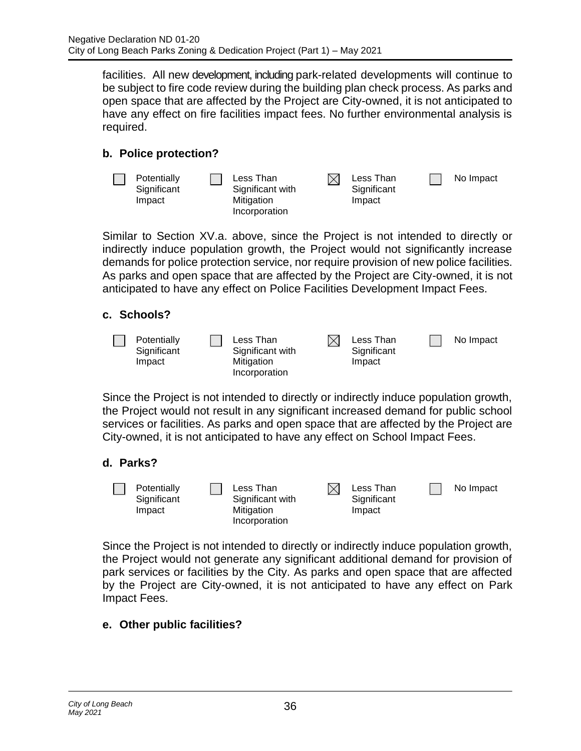facilities. All new development, including park-related developments will continue to be subject to fire code review during the building plan check process. As parks and open space that are affected by the Project are City-owned, it is not anticipated to have any effect on fire facilities impact fees. No further environmental analysis is required.

**b. Police protection?**

| ☐ Potentially Significant Impact | ☐ Less Than Significant with Mitigation Incorporation | ☒ Less Than Significant Impact | ☐ No Impact |
|---|---|---|---|

Similar to Section XV.a. above, since the Project is not intended to directly or indirectly induce population growth, the Project would not significantly increase demands for police protection service, nor require provision of new police facilities. As parks and open space that are affected by the Project are City-owned, it is not anticipated to have any effect on Police Facilities Development Impact Fees.

**c. Schools?**

| ☐ Potentially Significant Impact | ☐ Less Than Significant with Mitigation Incorporation | ☒ Less Than Significant Impact | ☐ No Impact |
|---|---|---|---|

Since the Project is not intended to directly or indirectly induce population growth, the Project would not result in any significant increased demand for public school services or facilities. As parks and open space that are affected by the Project are City-owned, it is not anticipated to have any effect on School Impact Fees.

**d. Parks?**

| ☐ Potentially Significant Impact | ☐ Less Than Significant with Mitigation Incorporation | ☒ Less Than Significant Impact | ☐ No Impact |
|---|---|---|---|

Since the Project is not intended to directly or indirectly induce population growth, the Project would not generate any significant additional demand for provision of park services or facilities by the City. As parks and open space that are affected by the Project are City-owned, it is not anticipated to have any effect on Park Impact Fees.

**e. Other public facilities?**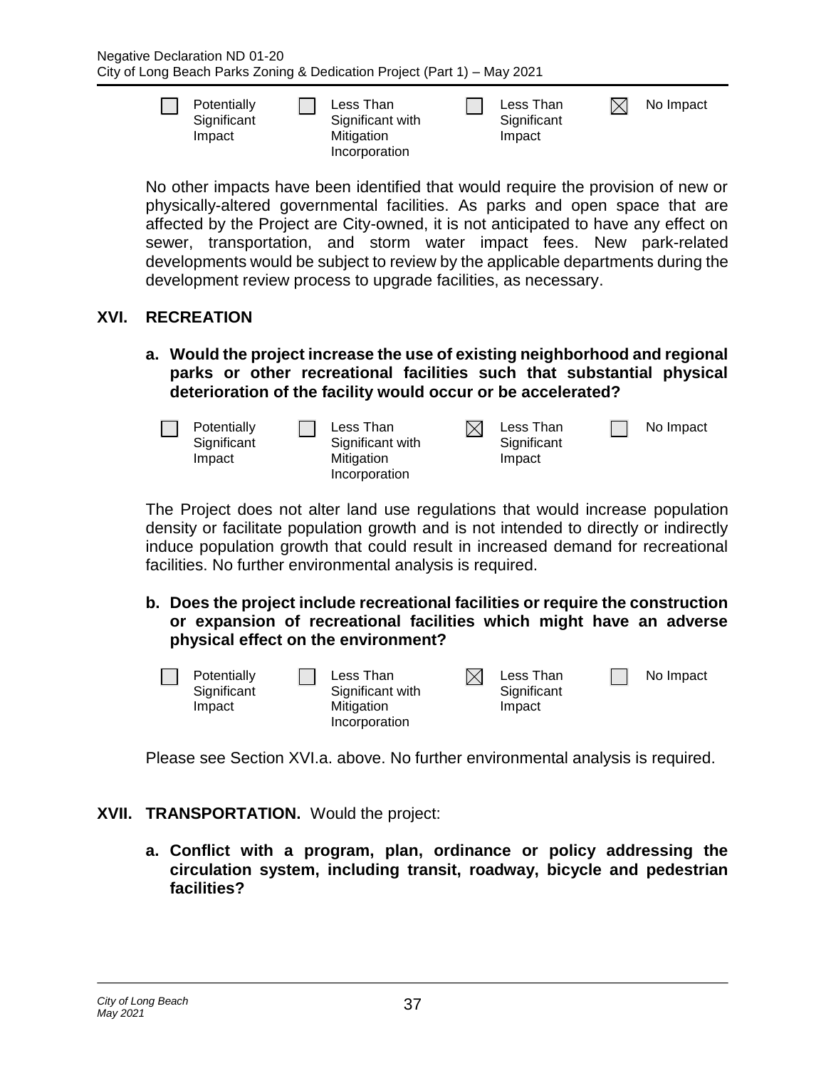| ☐ Potentially Significant Impact | ☐ Less Than Significant with Mitigation Incorporation | ☐ Less Than Significant Impact | ☒ No Impact |
|---|---|---|---|

No other impacts have been identified that would require the provision of new or physically-altered governmental facilities. As parks and open space that are affected by the Project are City-owned, it is not anticipated to have any effect on sewer, transportation, and storm water impact fees. New park-related developments would be subject to review by the applicable departments during the development review process to upgrade facilities, as necessary.

## XVI. RECREATION

**a. Would the project increase the use of existing neighborhood and regional parks or other recreational facilities such that substantial physical deterioration of the facility would occur or be accelerated?**

| ☐ Potentially Significant Impact | ☐ Less Than Significant with Mitigation Incorporation | ☒ Less Than Significant Impact | ☐ No Impact |
|---|---|---|---|

The Project does not alter land use regulations that would increase population density or facilitate population growth and is not intended to directly or indirectly induce population growth that could result in increased demand for recreational facilities. No further environmental analysis is required.

**b. Does the project include recreational facilities or require the construction or expansion of recreational facilities which might have an adverse physical effect on the environment?**

| ☐ Potentially Significant Impact | ☐ Less Than Significant with Mitigation Incorporation | ☒ Less Than Significant Impact | ☐ No Impact |
|---|---|---|---|

Please see Section XVI.a. above. No further environmental analysis is required.

## XVII. TRANSPORTATION. Would the project:

**a. Conflict with a program, plan, ordinance or policy addressing the circulation system, including transit, roadway, bicycle and pedestrian facilities?**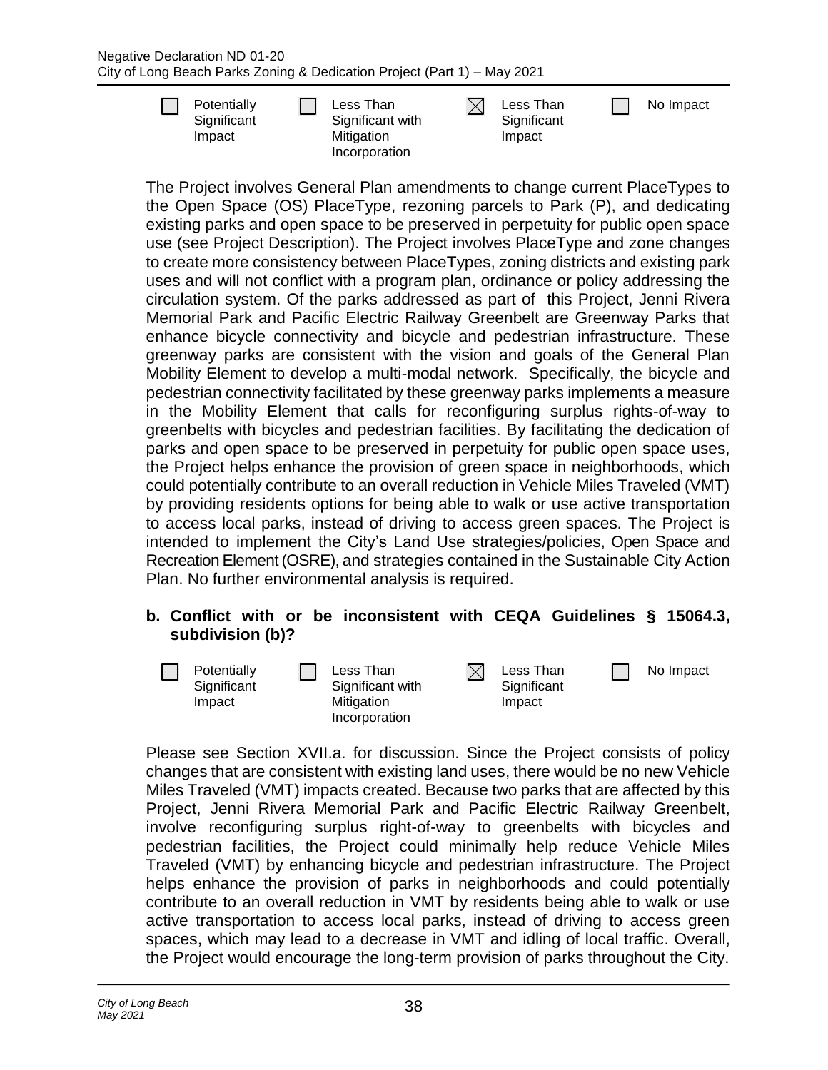| ☐ Potentially Significant Impact | ☐ Less Than Significant with Mitigation Incorporation | ☒ Less Than Significant Impact | ☐ No Impact |
|---|---|---|---|

The Project involves General Plan amendments to change current PlaceTypes to the Open Space (OS) PlaceType, rezoning parcels to Park (P), and dedicating existing parks and open space to be preserved in perpetuity for public open space use (see Project Description). The Project involves PlaceType and zone changes to create more consistency between PlaceTypes, zoning districts and existing park uses and will not conflict with a program plan, ordinance or policy addressing the circulation system. Of the parks addressed as part of this Project, Jenni Rivera Memorial Park and Pacific Electric Railway Greenbelt are Greenway Parks that enhance bicycle connectivity and bicycle and pedestrian infrastructure. These greenway parks are consistent with the vision and goals of the General Plan Mobility Element to develop a multi-modal network. Specifically, the bicycle and pedestrian connectivity facilitated by these greenway parks implements a measure in the Mobility Element that calls for reconfiguring surplus rights-of-way to greenbelts with bicycles and pedestrian facilities. By facilitating the dedication of parks and open space to be preserved in perpetuity for public open space uses, the Project helps enhance the provision of green space in neighborhoods, which could potentially contribute to an overall reduction in Vehicle Miles Traveled (VMT) by providing residents options for being able to walk or use active transportation to access local parks, instead of driving to access green spaces. The Project is intended to implement the City's Land Use strategies/policies, Open Space and Recreation Element (OSRE), and strategies contained in the Sustainable City Action Plan. No further environmental analysis is required.

**b. Conflict with or be inconsistent with CEQA Guidelines § 15064.3, subdivision (b)?**

| ☐ Potentially Significant Impact | ☐ Less Than Significant with Mitigation Incorporation | ☒ Less Than Significant Impact | ☐ No Impact |
|---|---|---|---|

Please see Section XVII.a. for discussion. Since the Project consists of policy changes that are consistent with existing land uses, there would be no new Vehicle Miles Traveled (VMT) impacts created. Because two parks that are affected by this Project, Jenni Rivera Memorial Park and Pacific Electric Railway Greenbelt, involve reconfiguring surplus right-of-way to greenbelts with bicycles and pedestrian facilities, the Project could minimally help reduce Vehicle Miles Traveled (VMT) by enhancing bicycle and pedestrian infrastructure. The Project helps enhance the provision of parks in neighborhoods and could potentially contribute to an overall reduction in VMT by residents being able to walk or use active transportation to access local parks, instead of driving to access green spaces, which may lead to a decrease in VMT and idling of local traffic. Overall, the Project would encourage the long-term provision of parks throughout the City.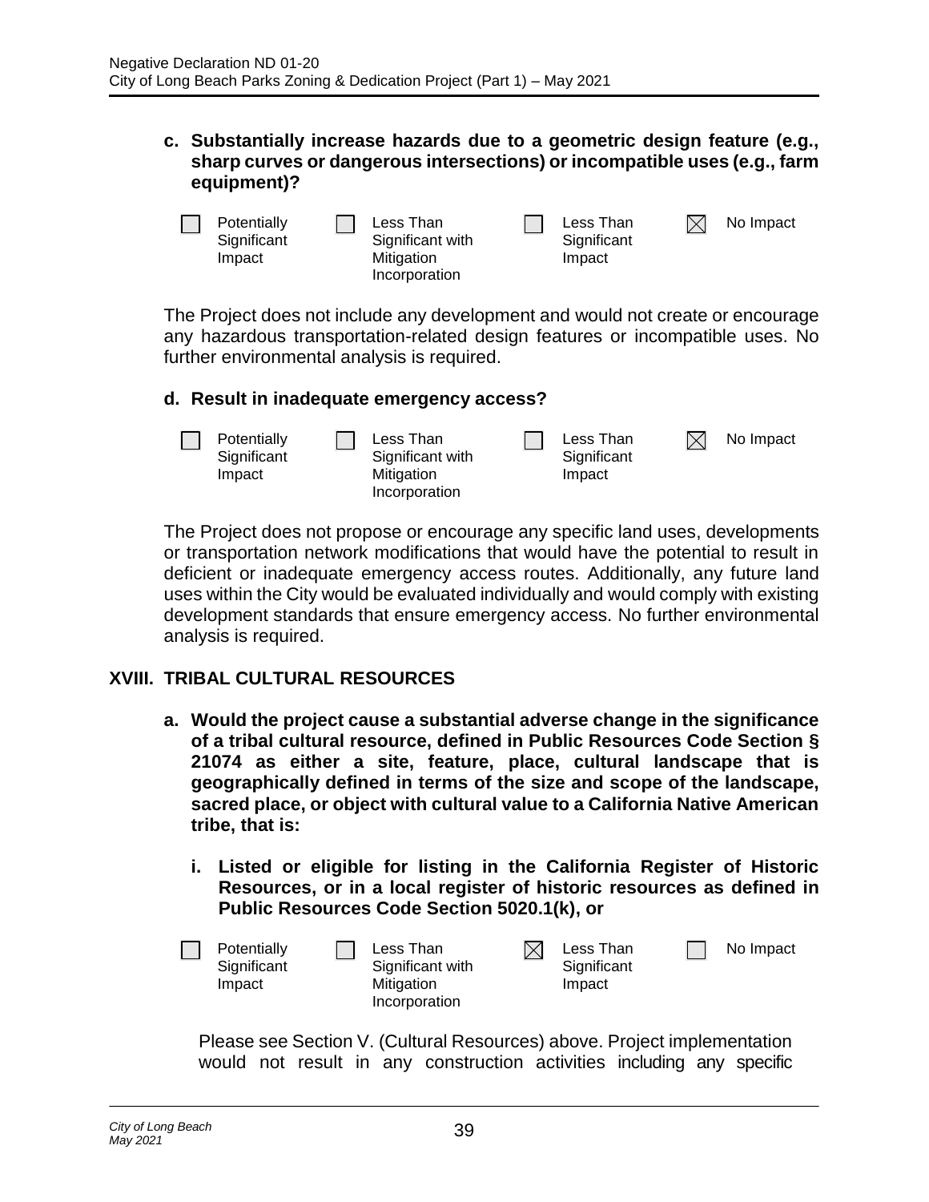**c. Substantially increase hazards due to a geometric design feature (e.g., sharp curves or dangerous intersections) or incompatible uses (e.g., farm equipment)?**

☐ Potentially Significant Impact ☐ Less Than Significant with Mitigation Incorporation ☐ Less Than Significant Impact ☒ No Impact

The Project does not include any development and would not create or encourage any hazardous transportation-related design features or incompatible uses. No further environmental analysis is required.

**d. Result in inadequate emergency access?**

☐ Potentially Significant Impact ☐ Less Than Significant with Mitigation Incorporation ☐ Less Than Significant Impact ☒ No Impact

The Project does not propose or encourage any specific land uses, developments or transportation network modifications that would have the potential to result in deficient or inadequate emergency access routes. Additionally, any future land uses within the City would be evaluated individually and would comply with existing development standards that ensure emergency access. No further environmental analysis is required.

## XVIII. TRIBAL CULTURAL RESOURCES

**a. Would the project cause a substantial adverse change in the significance of a tribal cultural resource, defined in Public Resources Code Section § 21074 as either a site, feature, place, cultural landscape that is geographically defined in terms of the size and scope of the landscape, sacred place, or object with cultural value to a California Native American tribe, that is:**

**i. Listed or eligible for listing in the California Register of Historic Resources, or in a local register of historic resources as defined in Public Resources Code Section 5020.1(k), or**

☐ Potentially Significant Impact ☐ Less Than Significant with Mitigation Incorporation ☒ Less Than Significant Impact ☐ No Impact

Please see Section V. (Cultural Resources) above. Project implementation would not result in any construction activities including any specific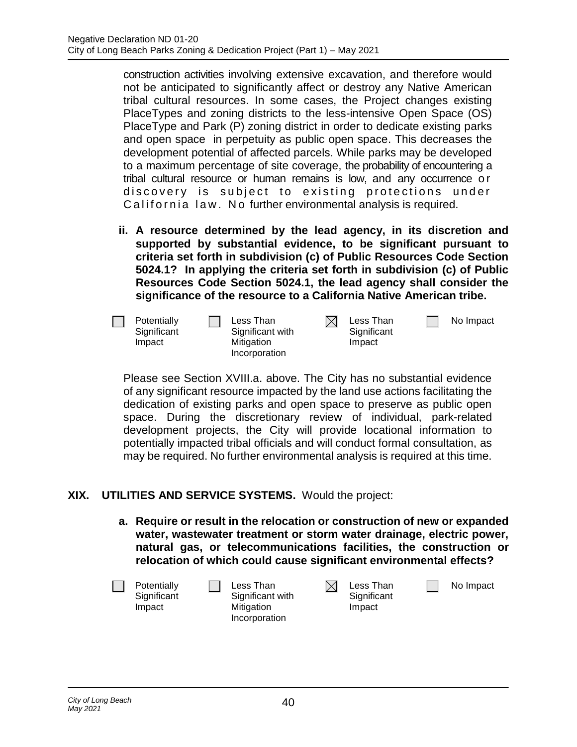construction activities involving extensive excavation, and therefore would not be anticipated to significantly affect or destroy any Native American tribal cultural resources. In some cases, the Project changes existing PlaceTypes and zoning districts to the less-intensive Open Space (OS) PlaceType and Park (P) zoning district in order to dedicate existing parks and open space in perpetuity as public open space. This decreases the development potential of affected parcels. While parks may be developed to a maximum percentage of site coverage, the probability of encountering a tribal cultural resource or human remains is low, and any occurrence or discovery is subject to existing protections under California law. No further environmental analysis is required.

**ii. A resource determined by the lead agency, in its discretion and supported by substantial evidence, to be significant pursuant to criteria set forth in subdivision (c) of Public Resources Code Section 5024.1? In applying the criteria set forth in subdivision (c) of Public Resources Code Section 5024.1, the lead agency shall consider the significance of the resource to a California Native American tribe.**

☐ Potentially Significant Impact ☐ Less Than Significant with Mitigation Incorporation ☒ Less Than Significant Impact ☐ No Impact

Please see Section XVIII.a. above. The City has no substantial evidence of any significant resource impacted by the land use actions facilitating the dedication of existing parks and open space to preserve as public open space. During the discretionary review of individual, park-related development projects, the City will provide locational information to potentially impacted tribal officials and will conduct formal consultation, as may be required. No further environmental analysis is required at this time.

## XIX. UTILITIES AND SERVICE SYSTEMS. Would the project:

**a. Require or result in the relocation or construction of new or expanded water, wastewater treatment or storm water drainage, electric power, natural gas, or telecommunications facilities, the construction or relocation of which could cause significant environmental effects?**

☐ Potentially Significant Impact ☐ Less Than Significant with Mitigation Incorporation ☒ Less Than Significant Impact ☐ No Impact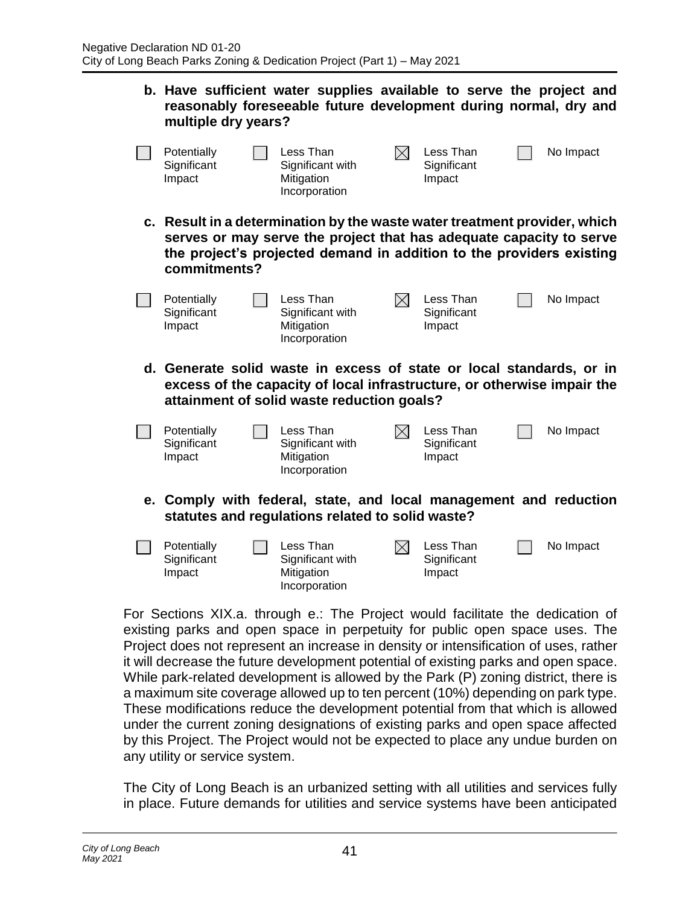**b. Have sufficient water supplies available to serve the project and reasonably foreseeable future development during normal, dry and multiple dry years?**

☐ Potentially Significant Impact ☐ Less Than Significant with Mitigation Incorporation ☒ Less Than Significant Impact ☐ No Impact

**c. Result in a determination by the waste water treatment provider, which serves or may serve the project that has adequate capacity to serve the project's projected demand in addition to the providers existing commitments?**

☐ Potentially Significant Impact ☐ Less Than Significant with Mitigation Incorporation ☒ Less Than Significant Impact ☐ No Impact

**d. Generate solid waste in excess of state or local standards, or in excess of the capacity of local infrastructure, or otherwise impair the attainment of solid waste reduction goals?**

☐ Potentially Significant Impact ☐ Less Than Significant with Mitigation Incorporation ☒ Less Than Significant Impact ☐ No Impact

**e. Comply with federal, state, and local management and reduction statutes and regulations related to solid waste?**

☐ Potentially Significant Impact ☐ Less Than Significant with Mitigation Incorporation ☒ Less Than Significant Impact ☐ No Impact

For Sections XIX.a. through e.: The Project would facilitate the dedication of existing parks and open space in perpetuity for public open space uses. The Project does not represent an increase in density or intensification of uses, rather it will decrease the future development potential of existing parks and open space. While park-related development is allowed by the Park (P) zoning district, there is a maximum site coverage allowed up to ten percent (10%) depending on park type. These modifications reduce the development potential from that which is allowed under the current zoning designations of existing parks and open space affected by this Project. The Project would not be expected to place any undue burden on any utility or service system.

The City of Long Beach is an urbanized setting with all utilities and services fully in place. Future demands for utilities and service systems have been anticipated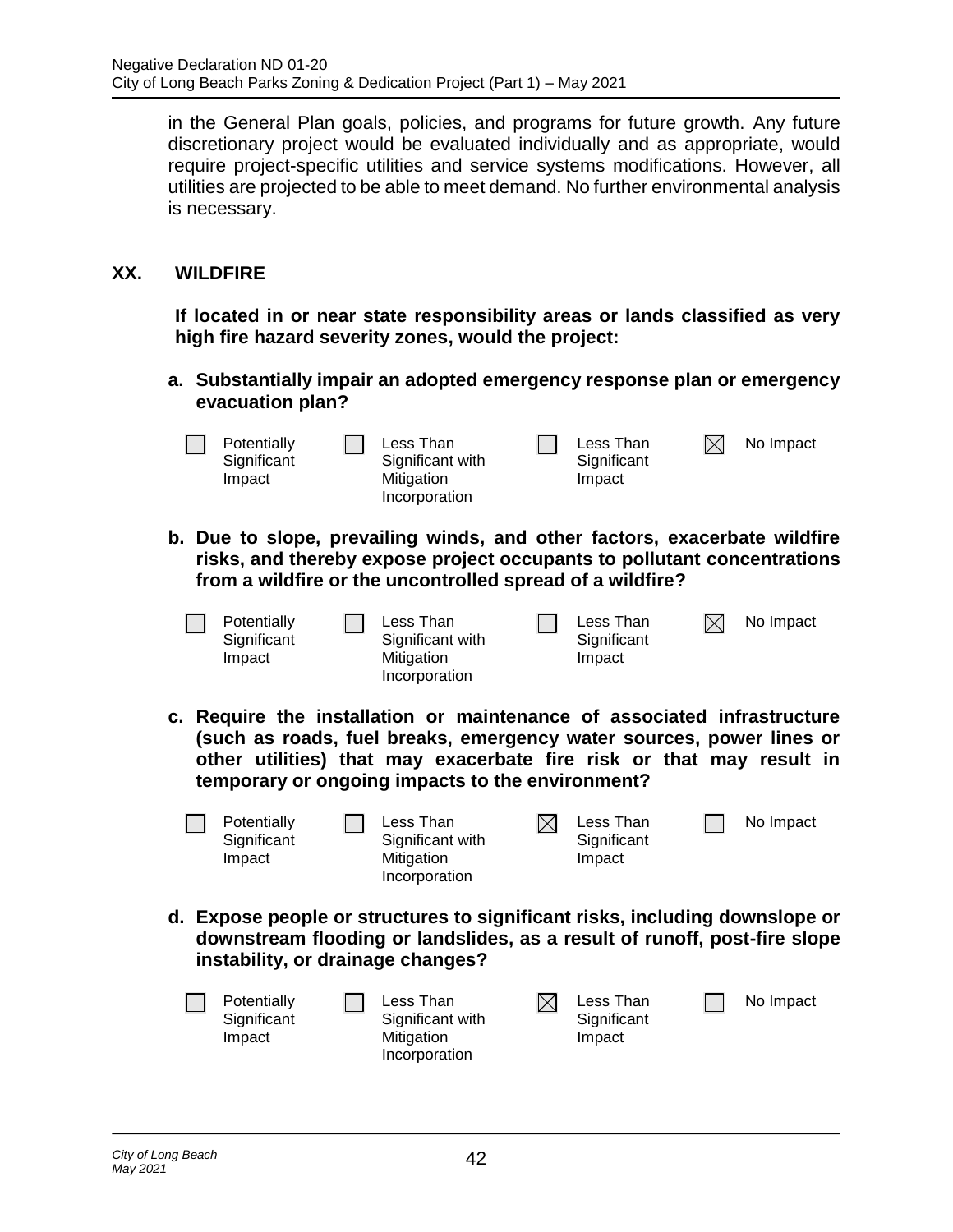in the General Plan goals, policies, and programs for future growth. Any future discretionary project would be evaluated individually and as appropriate, would require project-specific utilities and service systems modifications. However, all utilities are projected to be able to meet demand. No further environmental analysis is necessary.

## XX. WILDFIRE

**If located in or near state responsibility areas or lands classified as very high fire hazard severity zones, would the project:**

**a. Substantially impair an adopted emergency response plan or emergency evacuation plan?**

| ☐ Potentially Significant Impact | ☐ Less Than Significant with Mitigation Incorporation | ☐ Less Than Significant Impact | ☒ No Impact |
|---|---|---|---|

**b. Due to slope, prevailing winds, and other factors, exacerbate wildfire risks, and thereby expose project occupants to pollutant concentrations from a wildfire or the uncontrolled spread of a wildfire?**

| ☐ Potentially Significant Impact | ☐ Less Than Significant with Mitigation Incorporation | ☐ Less Than Significant Impact | ☒ No Impact |
|---|---|---|---|

**c. Require the installation or maintenance of associated infrastructure (such as roads, fuel breaks, emergency water sources, power lines or other utilities) that may exacerbate fire risk or that may result in temporary or ongoing impacts to the environment?**

| ☐ Potentially Significant Impact | ☐ Less Than Significant with Mitigation Incorporation | ☒ Less Than Significant Impact | ☐ No Impact |
|---|---|---|---|

**d. Expose people or structures to significant risks, including downslope or downstream flooding or landslides, as a result of runoff, post-fire slope instability, or drainage changes?**

| ☐ Potentially Significant Impact | ☐ Less Than Significant with Mitigation Incorporation | ☒ Less Than Significant Impact | ☐ No Impact |
|---|---|---|---|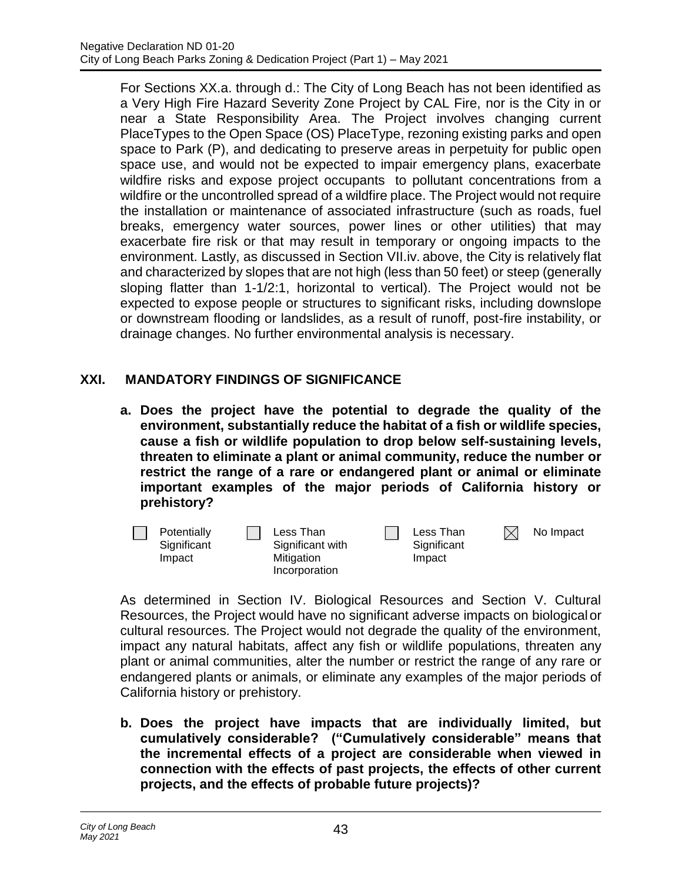For Sections XX.a. through d.: The City of Long Beach has not been identified as a Very High Fire Hazard Severity Zone Project by CAL Fire, nor is the City in or near a State Responsibility Area. The Project involves changing current PlaceTypes to the Open Space (OS) PlaceType, rezoning existing parks and open space to Park (P), and dedicating to preserve areas in perpetuity for public open space use, and would not be expected to impair emergency plans, exacerbate wildfire risks and expose project occupants to pollutant concentrations from a wildfire or the uncontrolled spread of a wildfire place. The Project would not require the installation or maintenance of associated infrastructure (such as roads, fuel breaks, emergency water sources, power lines or other utilities) that may exacerbate fire risk or that may result in temporary or ongoing impacts to the environment. Lastly, as discussed in Section VII.iv. above, the City is relatively flat and characterized by slopes that are not high (less than 50 feet) or steep (generally sloping flatter than 1-1/2:1, horizontal to vertical). The Project would not be expected to expose people or structures to significant risks, including downslope or downstream flooding or landslides, as a result of runoff, post-fire instability, or drainage changes. No further environmental analysis is necessary.

## XXI. MANDATORY FINDINGS OF SIGNIFICANCE

**a. Does the project have the potential to degrade the quality of the environment, substantially reduce the habitat of a fish or wildlife species, cause a fish or wildlife population to drop below self-sustaining levels, threaten to eliminate a plant or animal community, reduce the number or restrict the range of a rare or endangered plant or animal or eliminate important examples of the major periods of California history or prehistory?**

☐ Potentially Significant Impact ☐ Less Than Significant with Mitigation Incorporation ☐ Less Than Significant Impact ☒ No Impact

As determined in Section IV. Biological Resources and Section V. Cultural Resources, the Project would have no significant adverse impacts on biological or cultural resources. The Project would not degrade the quality of the environment, impact any natural habitats, affect any fish or wildlife populations, threaten any plant or animal communities, alter the number or restrict the range of any rare or endangered plants or animals, or eliminate any examples of the major periods of California history or prehistory.

**b. Does the project have impacts that are individually limited, but cumulatively considerable? ("Cumulatively considerable" means that the incremental effects of a project are considerable when viewed in connection with the effects of past projects, the effects of other current projects, and the effects of probable future projects)?**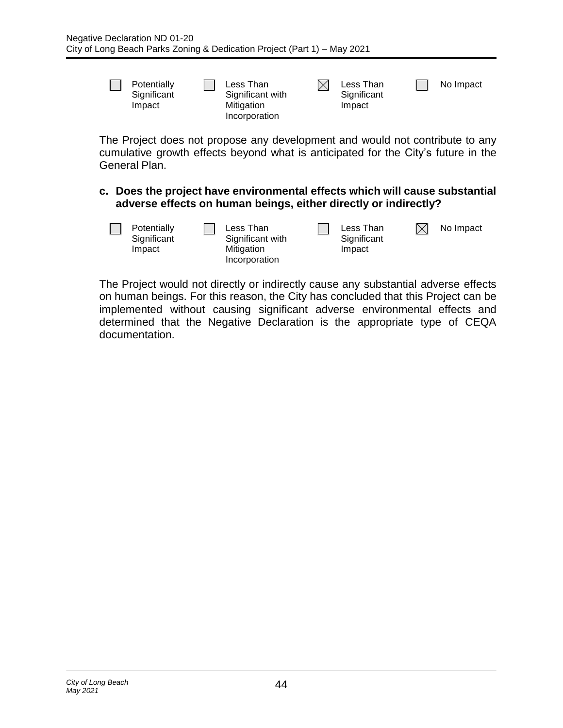| ☐ Potentially Significant Impact | ☐ Less Than Significant with Mitigation Incorporation | ☒ Less Than Significant Impact | ☐ No Impact |
|---|---|---|---|

The Project does not propose any development and would not contribute to any cumulative growth effects beyond what is anticipated for the City's future in the General Plan.

**c. Does the project have environmental effects which will cause substantial adverse effects on human beings, either directly or indirectly?**

| ☐ Potentially Significant Impact | ☐ Less Than Significant with Mitigation Incorporation | ☐ Less Than Significant Impact | ☒ No Impact |
|---|---|---|---|

The Project would not directly or indirectly cause any substantial adverse effects on human beings. For this reason, the City has concluded that this Project can be implemented without causing significant adverse environmental effects and determined that the Negative Declaration is the appropriate type of CEQA documentation.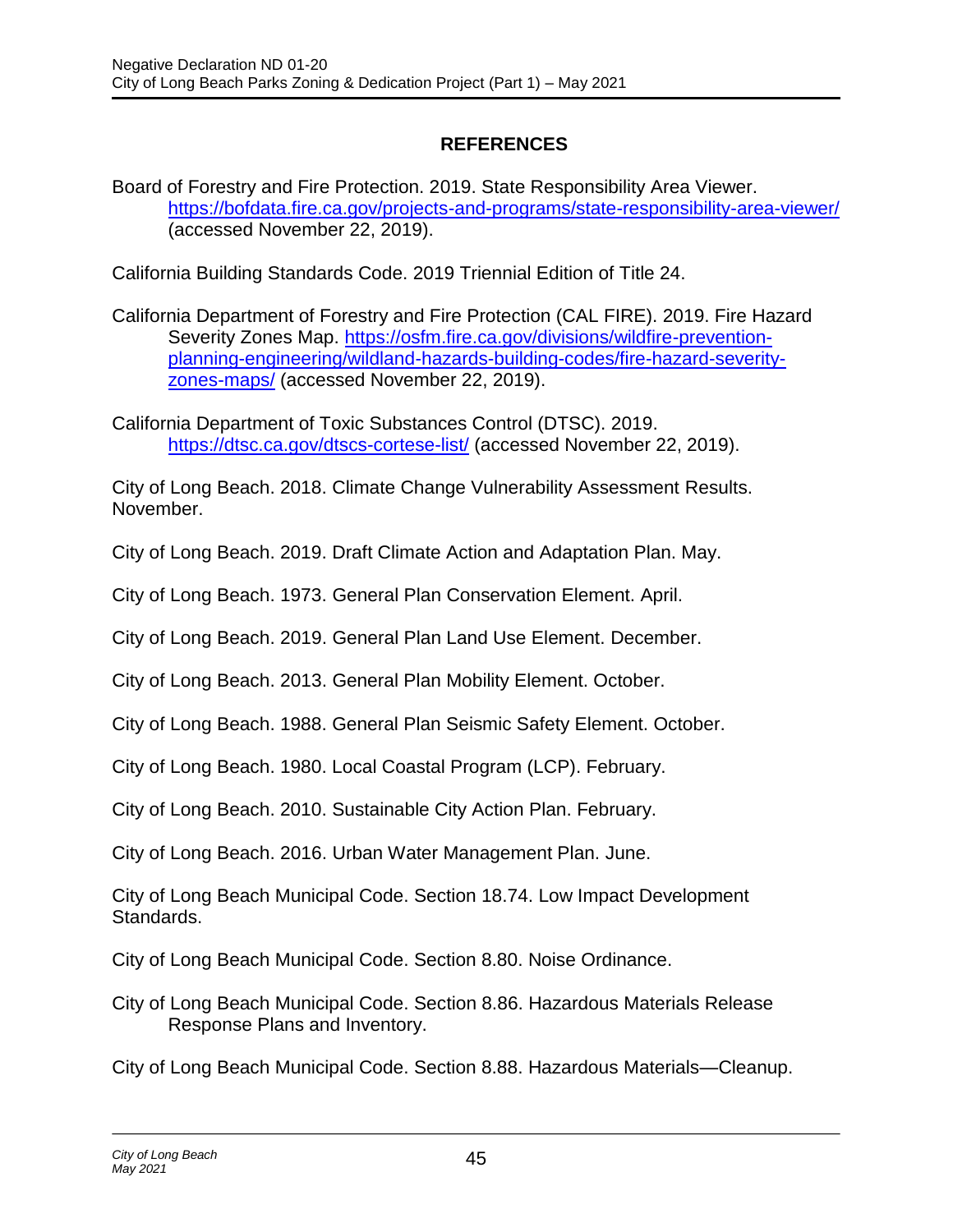## REFERENCES

Board of Forestry and Fire Protection. 2019. State Responsibility Area Viewer. https://bofdata.fire.ca.gov/projects-and-programs/state-responsibility-area-viewer/ (accessed November 22, 2019).

California Building Standards Code. 2019 Triennial Edition of Title 24.

California Department of Forestry and Fire Protection (CAL FIRE). 2019. Fire Hazard Severity Zones Map. https://osfm.fire.ca.gov/divisions/wildfire-prevention-planning-engineering/wildland-hazards-building-codes/fire-hazard-severity-zones-maps/ (accessed November 22, 2019).

California Department of Toxic Substances Control (DTSC). 2019. https://dtsc.ca.gov/dtscs-cortese-list/ (accessed November 22, 2019).

City of Long Beach. 2018. Climate Change Vulnerability Assessment Results. November.

City of Long Beach. 2019. Draft Climate Action and Adaptation Plan. May.

City of Long Beach. 1973. General Plan Conservation Element. April.

City of Long Beach. 2019. General Plan Land Use Element. December.

City of Long Beach. 2013. General Plan Mobility Element. October.

City of Long Beach. 1988. General Plan Seismic Safety Element. October.

City of Long Beach. 1980. Local Coastal Program (LCP). February.

City of Long Beach. 2010. Sustainable City Action Plan. February.

City of Long Beach. 2016. Urban Water Management Plan. June.

City of Long Beach Municipal Code. Section 18.74. Low Impact Development Standards.

City of Long Beach Municipal Code. Section 8.80. Noise Ordinance.

City of Long Beach Municipal Code. Section 8.86. Hazardous Materials Release Response Plans and Inventory.

City of Long Beach Municipal Code. Section 8.88. Hazardous Materials—Cleanup.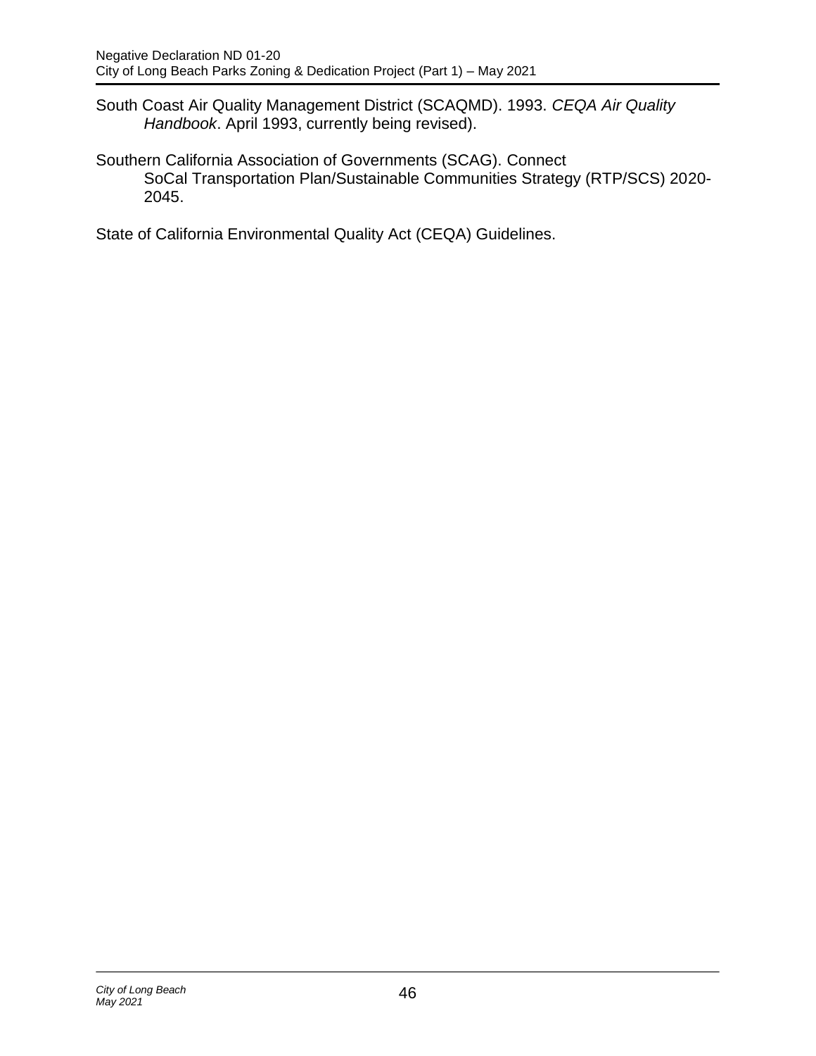South Coast Air Quality Management District (SCAQMD). 1993. *CEQA Air Quality Handbook*. April 1993, currently being revised).

Southern California Association of Governments (SCAG). Connect SoCal Transportation Plan/Sustainable Communities Strategy (RTP/SCS) 2020-2045.

State of California Environmental Quality Act (CEQA) Guidelines.